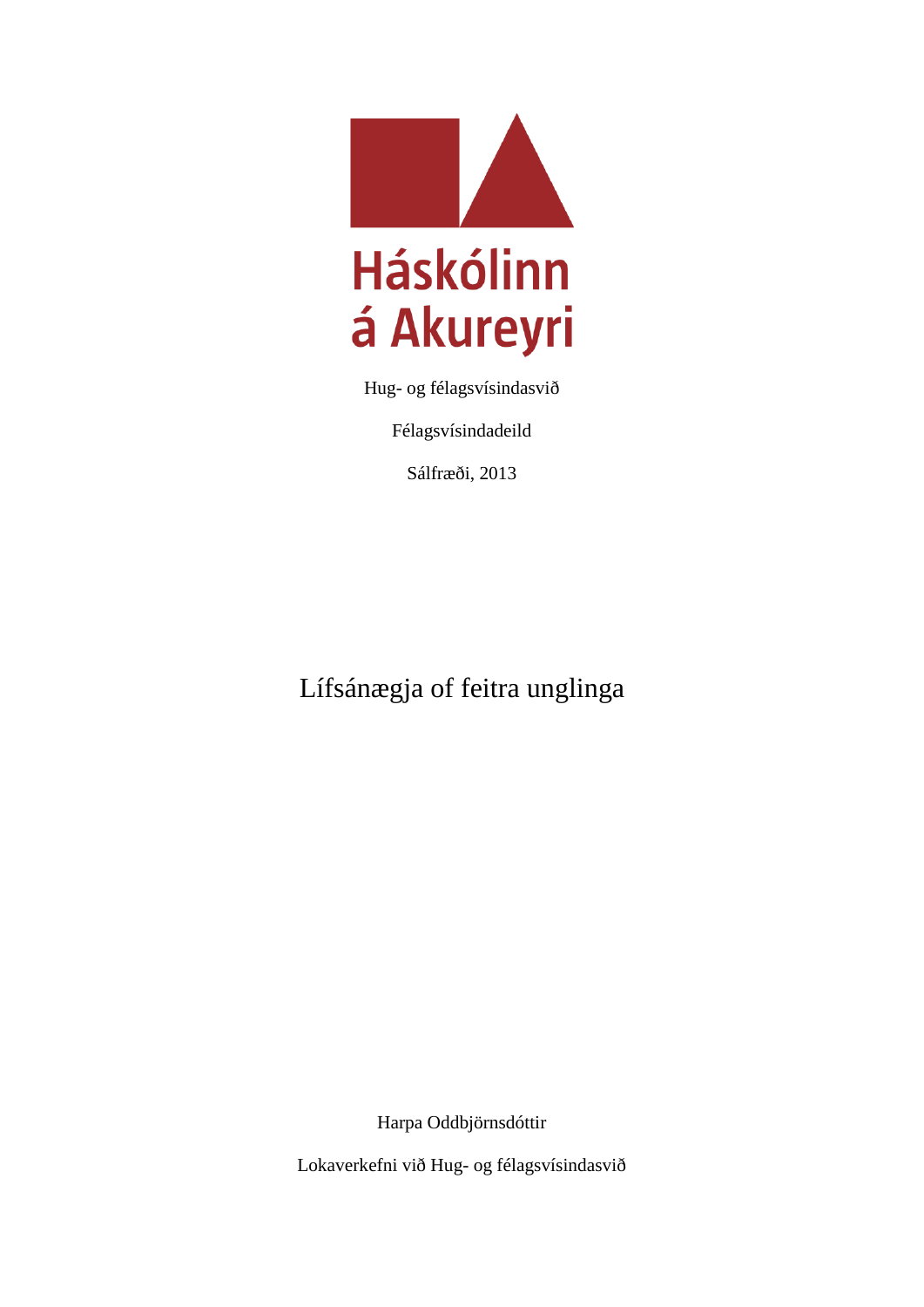Háskólinn á Akureyri

Hug- og félagsvísindasvið

Félagsvísindadeild

Sálfræði, 2013

# Lífsánægja of feitra unglinga

Harpa Oddbjörnsdóttir

Lokaverkefni við Hug- og félagsvísindasvið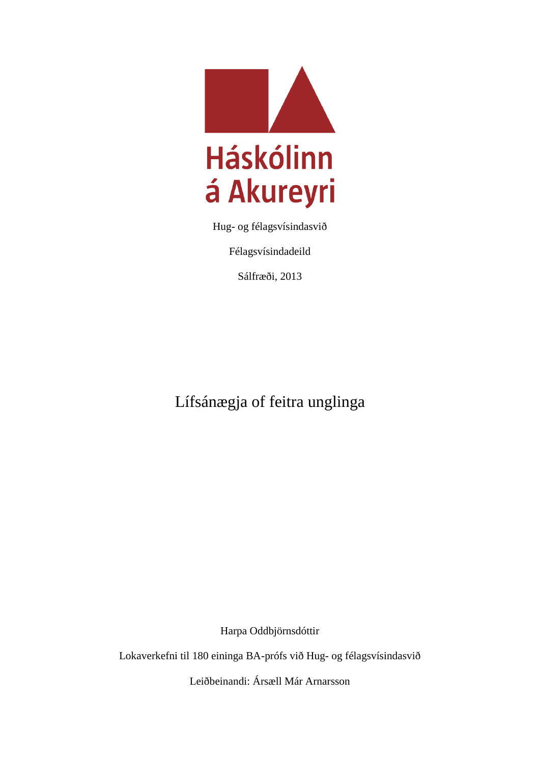Háskólinn á Akureyri

Hug- og félagsvísindasvið

Félagsvísindadeild

Sálfræði, 2013

# Lífsánægja of feitra unglinga

Harpa Oddbjörnsdóttir

Lokaverkefni til 180 eininga BA-prófs við Hug- og félagsvísindasvið

Leiðbeinandi: Ársæll Már Arnarsson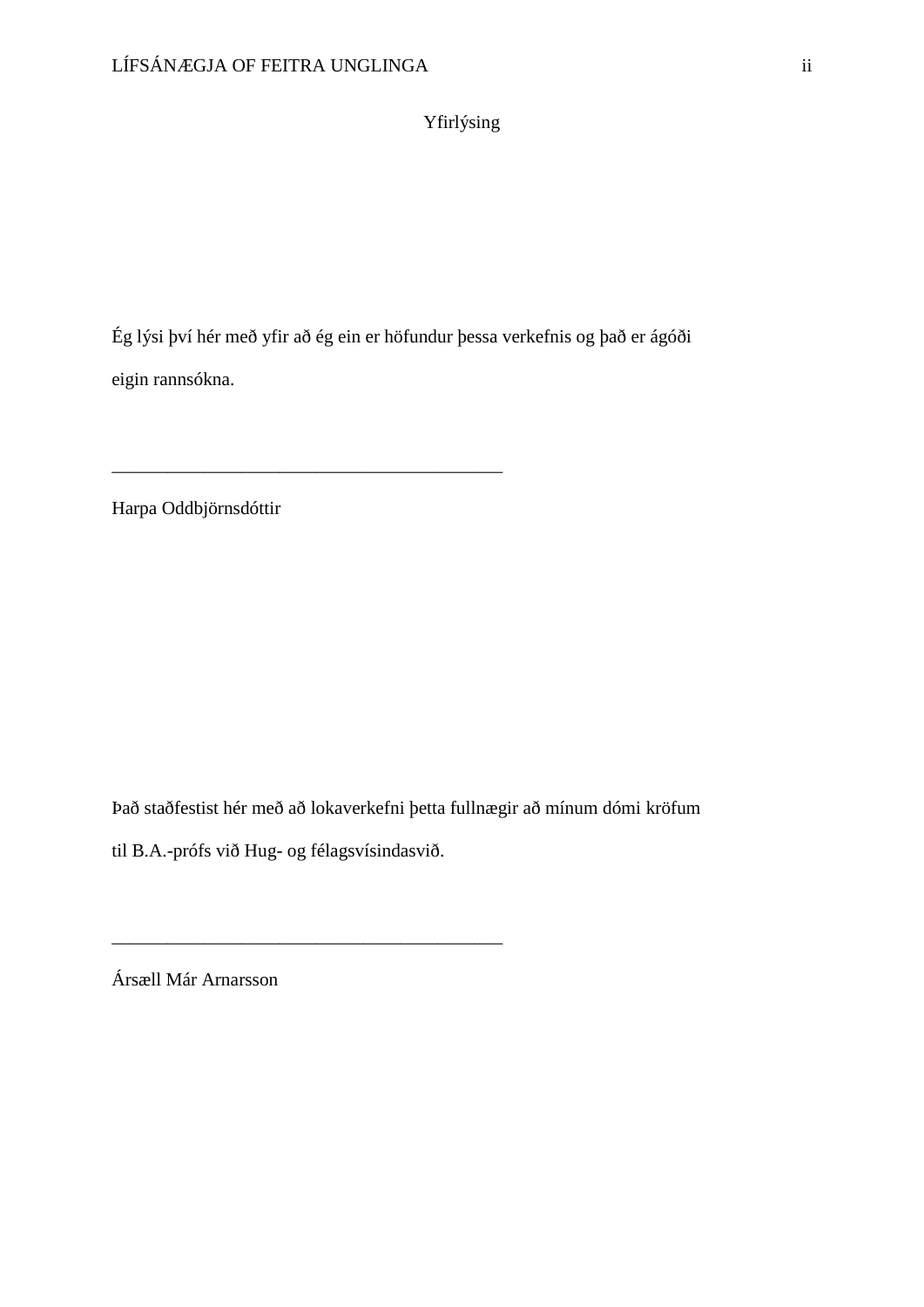# Yfirlýsing

Ég lýsi því hér með yfir að ég ein er höfundur þessa verkefnis og það er ágóði eigin rannsókna.

\_\_\_\_\_\_\_\_\_\_\_\_\_\_\_\_\_\_\_\_\_\_\_\_\_\_\_\_\_\_\_\_\_\_\_\_\_\_\_\_\_\_

Harpa Oddbjörnsdóttir

Það staðfestist hér með að lokaverkefni þetta fullnægir að mínum dómi kröfum til B.A.-prófs við Hug- og félagsvísindasvið.

\_\_\_\_\_\_\_\_\_\_\_\_\_\_\_\_\_\_\_\_\_\_\_\_\_\_\_\_\_\_\_\_\_\_\_\_\_\_\_\_\_\_

Ársæll Már Arnarsson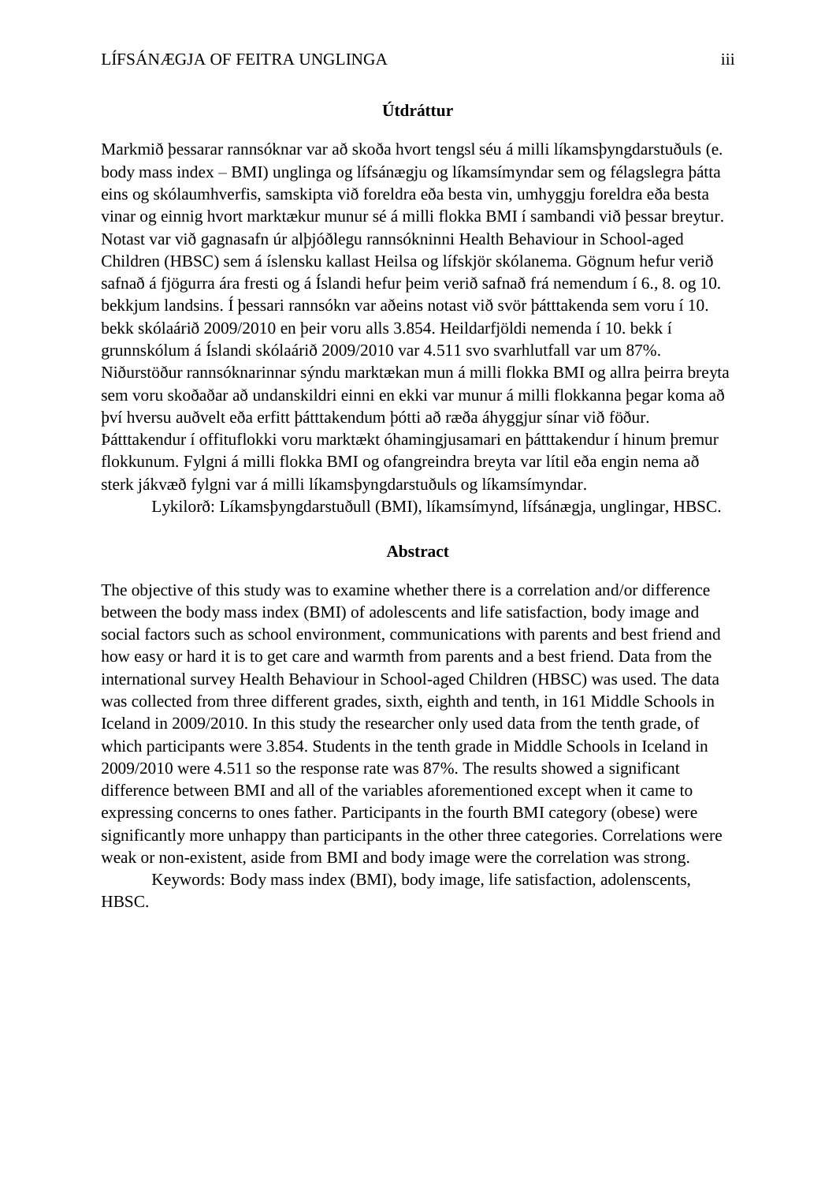## Útdráttur

Markmið þessarar rannsóknar var að skoða hvort tengsl séu á milli líkamsþyngdarstuðuls (e. body mass index – BMI) unglinga og lífsánægju og líkamsímyndar sem og félagslegra þátta eins og skólaumhverfis, samskipta við foreldra eða besta vin, umhyggju foreldra eða besta vinar og einnig hvort marktækur munur sé á milli flokka BMI í sambandi við þessar breytur. Notast var við gagnasafn úr alþjóðlegu rannsókninni Health Behaviour in School-aged Children (HBSC) sem á íslensku kallast Heilsa og lífskjör skólanema. Gögnum hefur verið safnað á fjögurra ára fresti og á Íslandi hefur þeim verið safnað frá nemendum í 6., 8. og 10. bekkjum landsins. Í þessari rannsókn var aðeins notast við svör þátttakenda sem voru í 10. bekk skólaárið 2009/2010 en þeir voru alls 3.854. Heildarfjöldi nemenda í 10. bekk í grunnskólum á Íslandi skólaárið 2009/2010 var 4.511 svo svarhlutfall var um 87%. Niðurstöður rannsóknarinnar sýndu marktækan mun á milli flokka BMI og allra þeirra breyta sem voru skoðaðar að undanskildri einni en ekki var munur á milli flokkanna þegar koma að því hversu auðvelt eða erfitt þátttakendum þótti að ræða áhyggjur sínar við föður. Þátttakendur í offituflokki voru marktækt óhamingjusamari en þátttakendur í hinum þremur flokkunum. Fylgni á milli flokka BMI og ofangreindra breyta var lítil eða engin nema að sterk jákvæð fylgni var á milli líkamsþyngdarstuðuls og líkamsímyndar.

Lykilorð: Líkamsþyngdarstuðull (BMI), líkamsímynd, lífsánægja, unglingar, HBSC.

## Abstract

The objective of this study was to examine whether there is a correlation and/or difference between the body mass index (BMI) of adolescents and life satisfaction, body image and social factors such as school environment, communications with parents and best friend and how easy or hard it is to get care and warmth from parents and a best friend. Data from the international survey Health Behaviour in School-aged Children (HBSC) was used. The data was collected from three different grades, sixth, eighth and tenth, in 161 Middle Schools in Iceland in 2009/2010. In this study the researcher only used data from the tenth grade, of which participants were 3.854. Students in the tenth grade in Middle Schools in Iceland in 2009/2010 were 4.511 so the response rate was 87%. The results showed a significant difference between BMI and all of the variables aforementioned except when it came to expressing concerns to ones father. Participants in the fourth BMI category (obese) were significantly more unhappy than participants in the other three categories. Correlations were weak or non-existent, aside from BMI and body image were the correlation was strong.

Keywords: Body mass index (BMI), body image, life satisfaction, adolenscents, HBSC.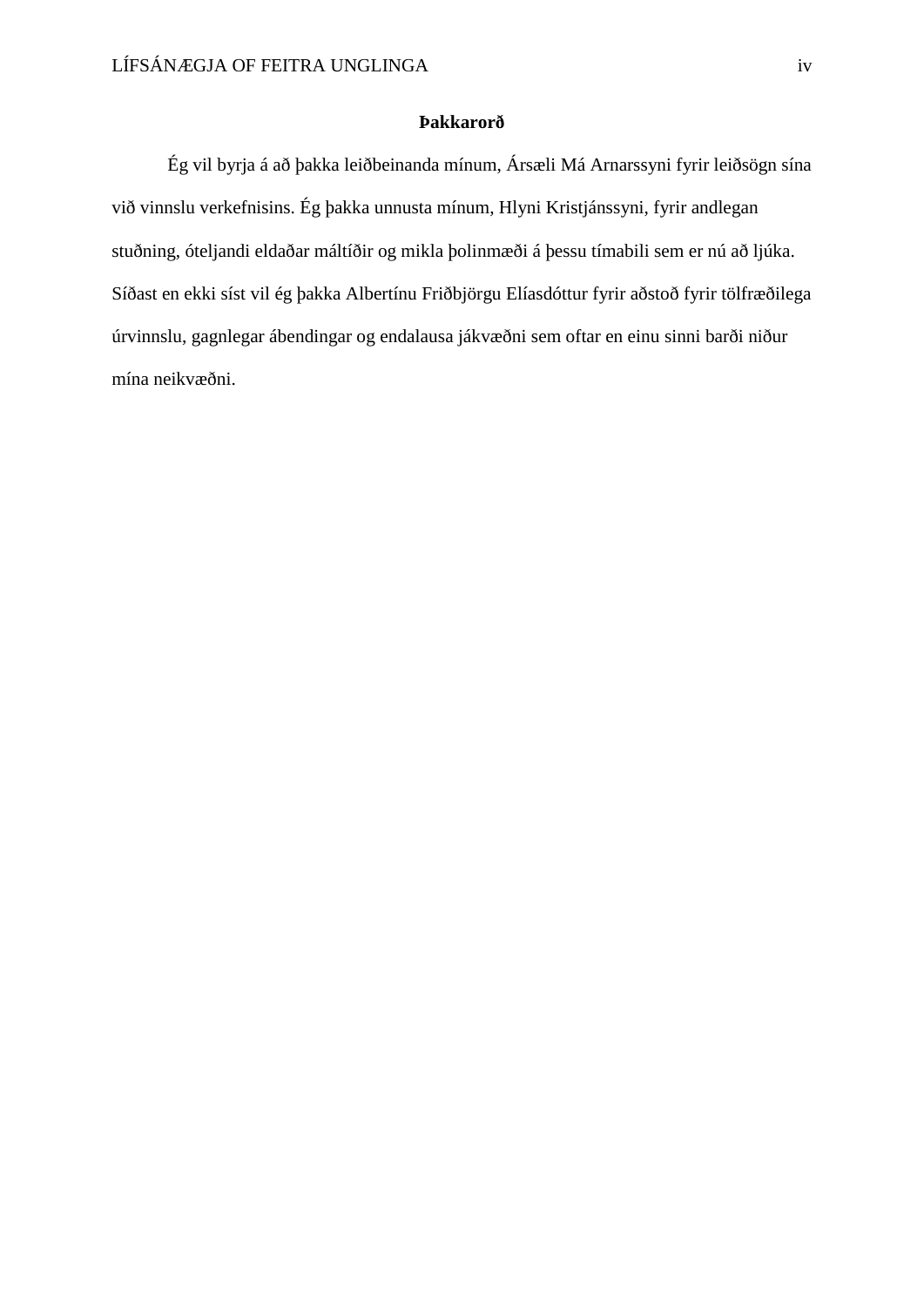## Þakkarorð

Ég vil byrja á að þakka leiðbeinanda mínum, Ársæli Má Arnarssyni fyrir leiðsögn sína við vinnslu verkefnisins. Ég þakka unnusta mínum, Hlyni Kristjánssyni, fyrir andlegan stuðning, óteljandi eldaðar máltíðir og mikla þolinmæði á þessu tímabili sem er nú að ljúka. Síðast en ekki síst vil ég þakka Albertínu Friðbjörgu Elíasdóttur fyrir aðstoð fyrir tölfræðilega úrvinnslu, gagnlegar ábendingar og endalausa jákvæðni sem oftar en einu sinni barði niður mína neikvæðni.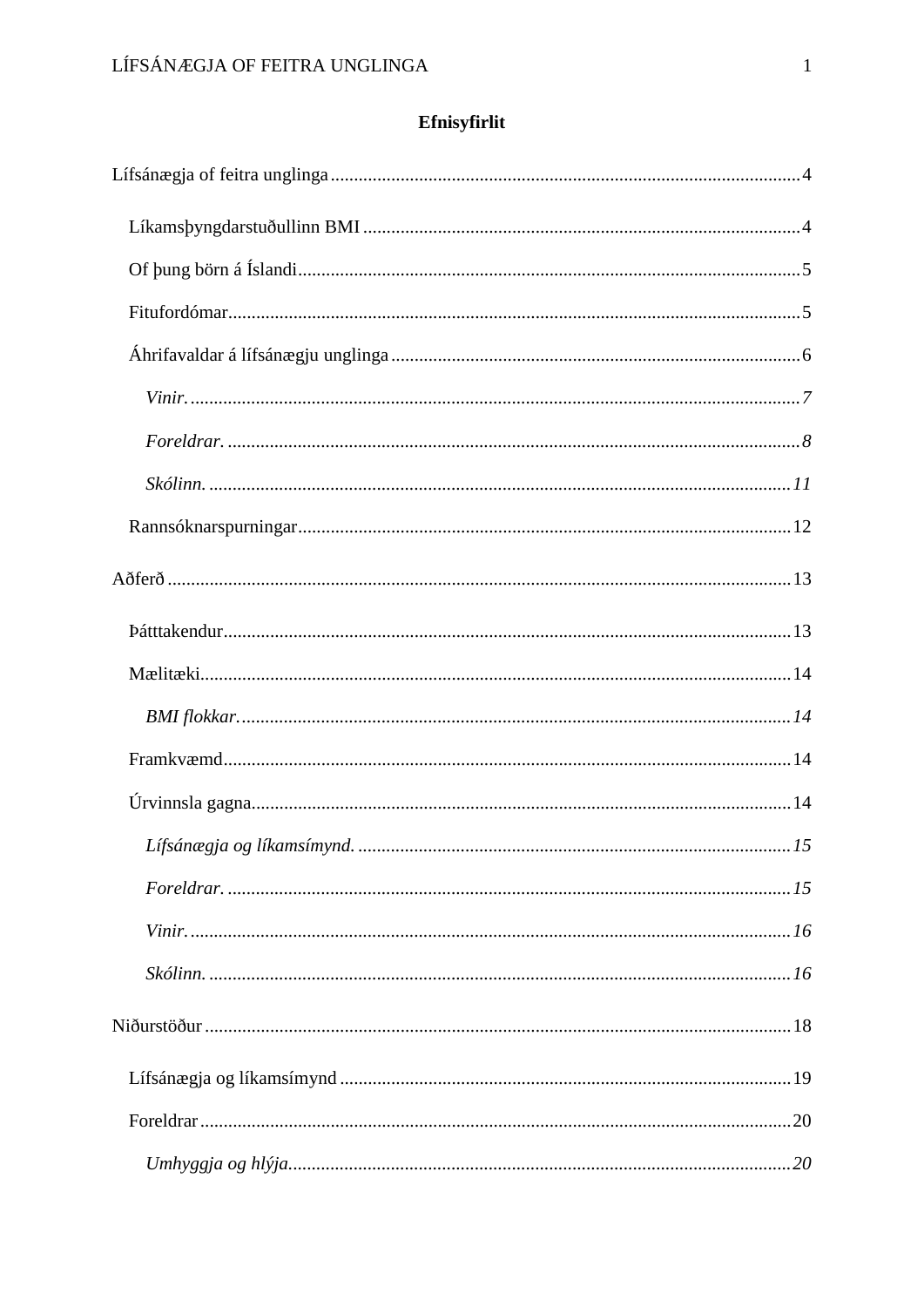**Efnisyfirlit**

Lífsánægja of feitra unglinga ....................................................................................................4

- Líkamsþyngdarstuðullinn BMI ..............................................................................................4
- Of þung börn á Íslandi ............................................................................................................5
- Fitufordómar ...........................................................................................................................5
- Áhrifavaldar á lífsánægju unglinga .........................................................................................6
  - *Vinir.* .................................................................................................................................7
  - *Foreldrar.* ..........................................................................................................................8
  - *Skólinn.* ...........................................................................................................................11
- Rannsóknarspurningar ..........................................................................................................12

Aðferð ..........................................................................................................................................13

- Þátttakendur ..........................................................................................................................13
- Mælitæki ...............................................................................................................................14
  - *BMI flokkar.* ...................................................................................................................14
- Framkvæmd ...........................................................................................................................14
- Úrvinnsla gagna ....................................................................................................................14
  - *Lífsánægja og líkamsímynd.* ..........................................................................................15
  - *Foreldrar.* .........................................................................................................................15
  - *Vinir.* ...............................................................................................................................16
  - *Skólinn.* ...........................................................................................................................16

Niðurstöður ..................................................................................................................................18

- Lífsánægja og líkamsímynd ..................................................................................................19
- Foreldrar ................................................................................................................................20
  - *Umhyggja og hlýja.* ........................................................................................................20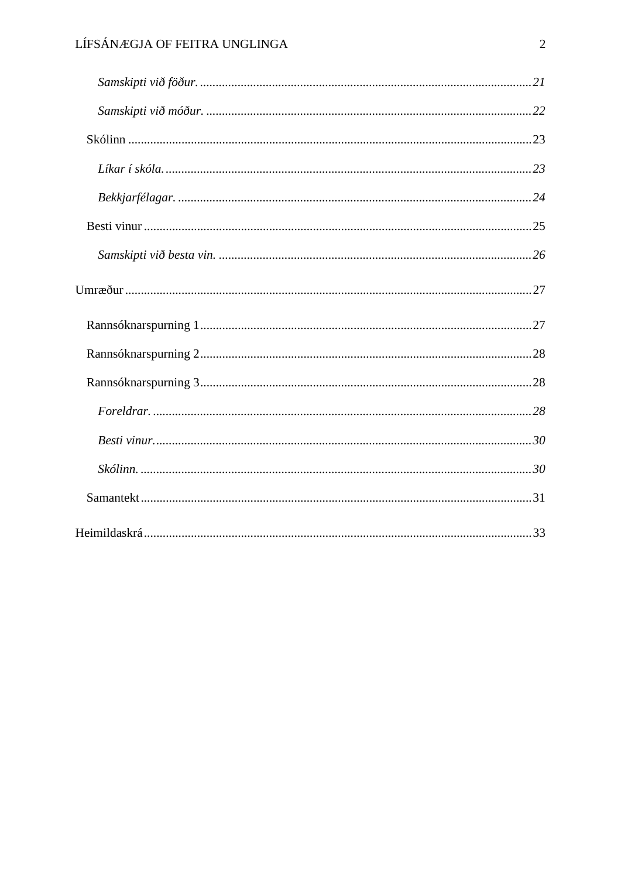*Samskipti við föður.* ........................................................................................................21

*Samskipti við móður.* ......................................................................................................22

Skólinn ..............................................................................................................................23

*Líkar í skóla.* ....................................................................................................................23

*Bekkjarfélagar.* ................................................................................................................24

Besti vinur ..........................................................................................................................25

*Samskipti við besta vin.* ...................................................................................................26

Umræður ................................................................................................................................27

Rannsóknarspurning 1 .........................................................................................................27

Rannsóknarspurning 2 .........................................................................................................28

Rannsóknarspurning 3 .........................................................................................................28

*Foreldrar.* .........................................................................................................................28

*Besti vinur.* .......................................................................................................................30

*Skólinn.* ............................................................................................................................30

Samantekt ...........................................................................................................................31

Heimildaskrá ..........................................................................................................................33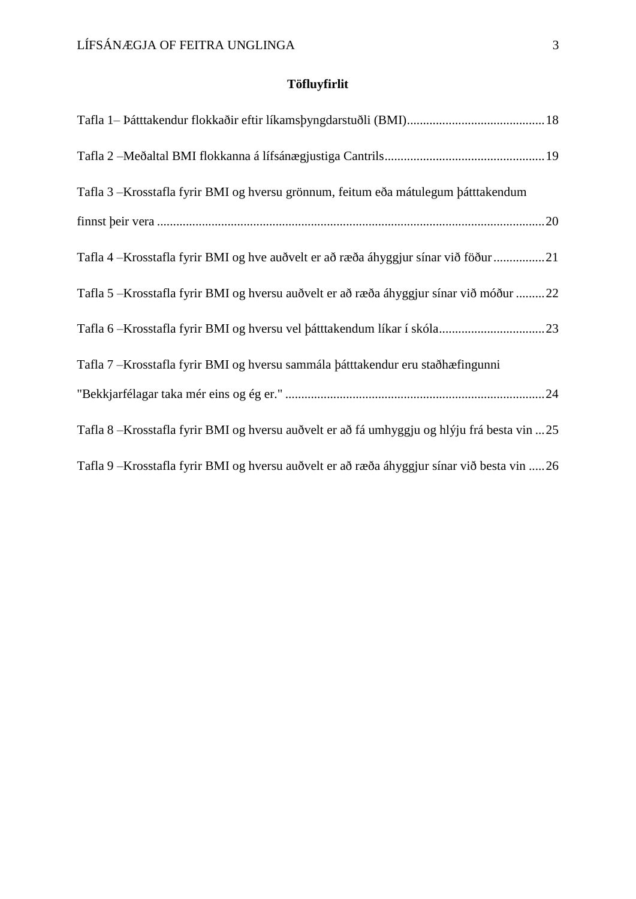## Töfluyfirlit

Tafla 1– Þátttakendur flokkaðir eftir líkamsþyngdarstuðli (BMI) ........................................ 18

Tafla 2 –Meðaltal BMI flokkanna á lífsánægjustiga Cantrils ................................................ 19

Tafla 3 –Krosstafla fyrir BMI og hversu grönnum, feitum eða mátulegum þátttakendum finnst þeir vera ........................................................................................................................ 20

Tafla 4 –Krosstafla fyrir BMI og hve auðvelt er að ræða áhyggjur sínar við föður ................ 21

Tafla 5 –Krosstafla fyrir BMI og hversu auðvelt er að ræða áhyggjur sínar við móður ......... 22

Tafla 6 –Krosstafla fyrir BMI og hversu vel þátttakendum líkar í skóla ................................. 23

Tafla 7 –Krosstafla fyrir BMI og hversu sammála þátttakendur eru staðhæfingunni "Bekkjarfélagar taka mér eins og ég er." ................................................................................ 24

Tafla 8 –Krosstafla fyrir BMI og hversu auðvelt er að fá umhyggju og hlýju frá besta vin ... 25

Tafla 9 –Krosstafla fyrir BMI og hversu auðvelt er að ræða áhyggjur sínar við besta vin ..... 26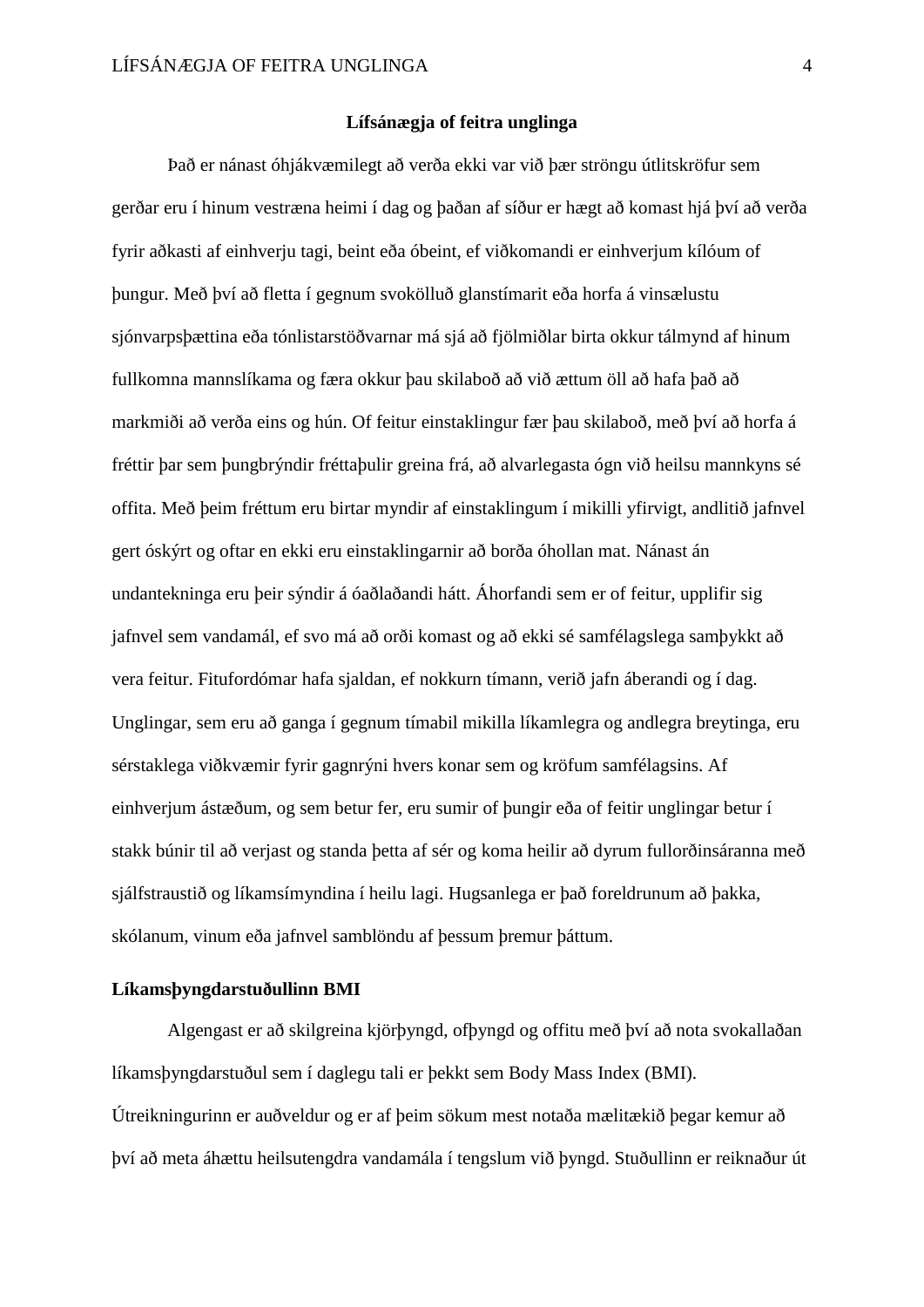# Lífsánægja of feitra unglinga

Það er nánast óhjákvæmilegt að verða ekki var við þær ströngu útlitskröfur sem gerðar eru í hinum vestræna heimi í dag og þaðan af síður er hægt að komast hjá því að verða fyrir aðkasti af einhverju tagi, beint eða óbeint, ef viðkomandi er einhverjum kílóum of þungur. Með því að fletta í gegnum svokölluð glanstímarit eða horfa á vinsælustu sjónvarpsþættina eða tónlistarstöðvarnar má sjá að fjölmiðlar birta okkur tálmynd af hinum fullkomna mannslíkama og færa okkur þau skilaboð að við ættum öll að hafa það að markmiði að verða eins og hún. Of feitur einstaklingur fær þau skilaboð, með því að horfa á fréttir þar sem þungbrýndir fréttaþulir greina frá, að alvarlegasta ógn við heilsu mannkyns sé offita. Með þeim fréttum eru birtar myndir af einstaklingum í mikilli yfirvigt, andlitið jafnvel gert óskýrt og oftar en ekki eru einstaklingarnir að borða óhollan mat. Nánast án undantekninga eru þeir sýndir á óaðlaðandi hátt. Áhorfandi sem er of feitur, upplifir sig jafnvel sem vandamál, ef svo má að orði komast og að ekki sé samfélagslega samþykkt að vera feitur. Fitufordómar hafa sjaldan, ef nokkurn tímann, verið jafn áberandi og í dag. Unglingar, sem eru að ganga í gegnum tímabil mikilla líkamlegra og andlegra breytinga, eru sérstaklega viðkvæmir fyrir gagnrýni hvers konar sem og kröfum samfélagsins. Af einhverjum ástæðum, og sem betur fer, eru sumir of þungir eða of feitir unglingar betur í stakk búnir til að verjast og standa þetta af sér og koma heilir að dyrum fullorðinsáranna með sjálfstraustið og líkamsímyndina í heilu lagi. Hugsanlega er það foreldrunum að þakka, skólanum, vinum eða jafnvel samblöndu af þessum þremur þáttum.

## Líkamsþyngdarstuðullinn BMI

Algengast er að skilgreina kjörþyngd, ofþyngd og offitu með því að nota svokallaðan líkamsþyngdarstuðul sem í daglegu tali er þekkt sem Body Mass Index (BMI). Útreikningurinn er auðveldur og er af þeim sökum mest notaða mælitækið þegar kemur að því að meta áhættu heilsutengdra vandamála í tengslum við þyngd. Stuðullinn er reiknaður út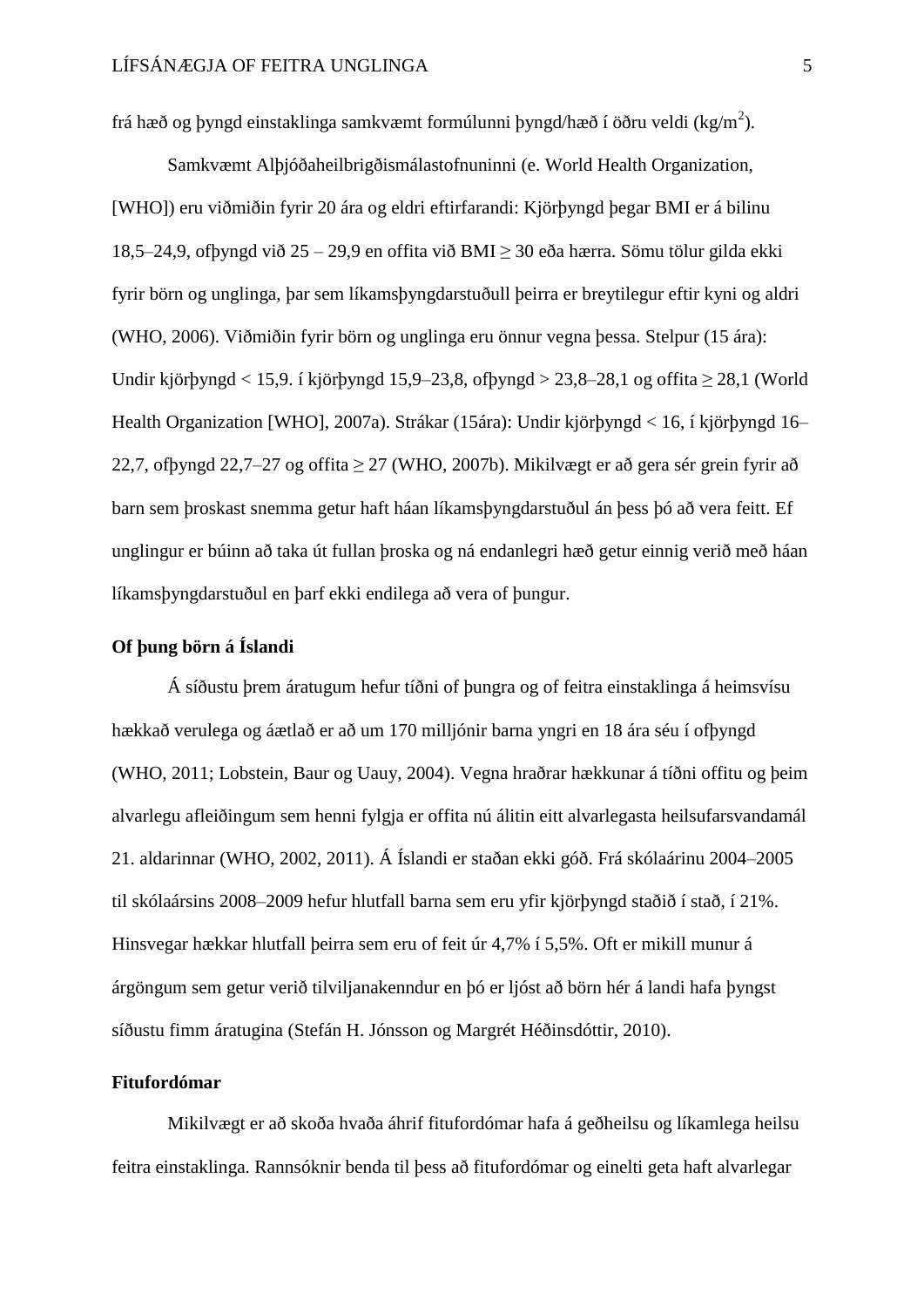frá hæð og þyngd einstaklinga samkvæmt formúlunni þyngd/hæð í öðru veldi (kg/m$^2$).

Samkvæmt Alþjóðaheilbrigðismálastofnuninni (e. World Health Organization, [WHO]) eru viðmiðin fyrir 20 ára og eldri eftirfarandi: Kjörþyngd þegar BMI er á bilinu 18,5–24,9, ofþyngd við 25 – 29,9 en offita við BMI ≥ 30 eða hærra. Sömu tölur gilda ekki fyrir börn og unglinga, þar sem líkamsþyngdarstuðull þeirra er breytilegur eftir kyni og aldri (WHO, 2006). Viðmiðin fyrir börn og unglinga eru önnur vegna þessa. Stelpur (15 ára): Undir kjörþyngd < 15,9. í kjörþyngd 15,9–23,8, ofþyngd > 23,8–28,1 og offita ≥ 28,1 (World Health Organization [WHO], 2007a). Strákar (15ára): Undir kjörþyngd < 16, í kjörþyngd 16–22,7, ofþyngd 22,7–27 og offita ≥ 27 (WHO, 2007b). Mikilvægt er að gera sér grein fyrir að barn sem þroskast snemma getur haft háan líkamsþyngdarstuðul án þess þó að vera feitt. Ef unglingur er búinn að taka út fullan þroska og ná endanlegri hæð getur einnig verið með háan líkamsþyngdarstuðul en þarf ekki endilega að vera of þungur.

## Of þung börn á Íslandi

Á síðustu þrem áratugum hefur tíðni of þungra og of feitra einstaklinga á heimsvísu hækkað verulega og áætlað er að um 170 milljónir barna yngri en 18 ára séu í ofþyngd (WHO, 2011; Lobstein, Baur og Uauy, 2004). Vegna hraðrar hækkunar á tíðni offitu og þeim alvarlegu afleiðingum sem henni fylgja er offita nú álitin eitt alvarlegasta heilsufarsvandamál 21. aldarinnar (WHO, 2002, 2011). Á Íslandi er staðan ekki góð. Frá skólaárinu 2004–2005 til skólaársins 2008–2009 hefur hlutfall barna sem eru yfir kjörþyngd staðið í stað, í 21%. Hinsvegar hækkar hlutfall þeirra sem eru of feit úr 4,7% í 5,5%. Oft er mikill munur á árgöngum sem getur verið tilviljanakenndur en þó er ljóst að börn hér á landi hafa þyngst síðustu fimm áratugina (Stefán H. Jónsson og Margrét Héðinsdóttir, 2010).

## Fitufordómar

Mikilvægt er að skoða hvaða áhrif fitufordómar hafa á geðheilsu og líkamlega heilsu feitra einstaklinga. Rannsóknir benda til þess að fitufordómar og einelti geta haft alvarlegar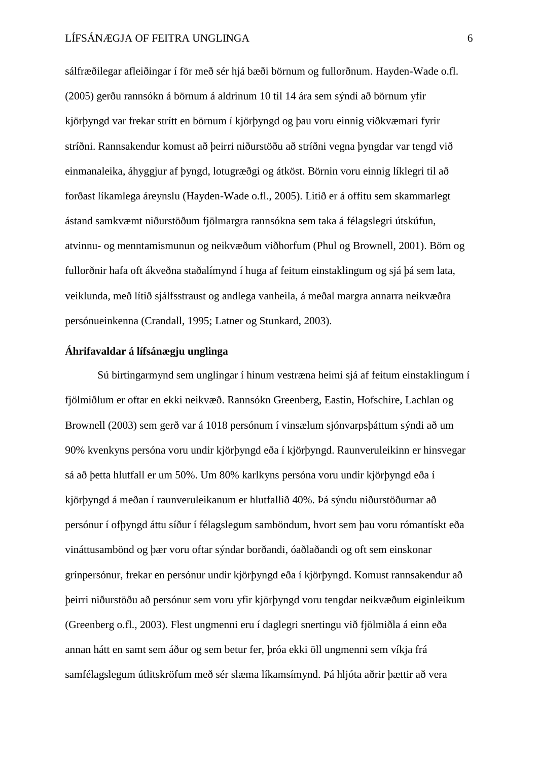sálfræðilegar afleiðingar í för með sér hjá bæði börnum og fullorðnum. Hayden-Wade o.fl. (2005) gerðu rannsókn á börnum á aldrinum 10 til 14 ára sem sýndi að börnum yfir kjörþyngd var frekar strítt en börnum í kjörþyngd og þau voru einnig viðkvæmari fyrir stríðni. Rannsakendur komust að þeirri niðurstöðu að stríðni vegna þyngdar var tengd við einmanaleika, áhyggjur af þyngd, lotugræðgi og átköst. Börnin voru einnig líklegri til að forðast líkamlega áreynslu (Hayden-Wade o.fl., 2005). Litið er á offitu sem skammarlegt ástand samkvæmt niðurstöðum fjölmargra rannsókna sem taka á félagslegri útskúfun, atvinnu- og menntamismunun og neikvæðum viðhorfum (Phul og Brownell, 2001). Börn og fullorðnir hafa oft ákveðna staðalímynd í huga af feitum einstaklingum og sjá þá sem lata, veiklunda, með lítið sjálfsstraust og andlega vanheila, á meðal margra annarra neikvæðra persónueinkenna (Crandall, 1995; Latner og Stunkard, 2003).

## Áhrifavaldar á lífsánægju unglinga

Sú birtingarmynd sem unglingar í hinum vestræna heimi sjá af feitum einstaklingum í fjölmiðlum er oftar en ekki neikvæð. Rannsókn Greenberg, Eastin, Hofschire, Lachlan og Brownell (2003) sem gerð var á 1018 persónum í vinsælum sjónvarpsþáttum sýndi að um 90% kvenkyns persóna voru undir kjörþyngd eða í kjörþyngd. Raunveruleikinn er hinsvegar sá að þetta hlutfall er um 50%. Um 80% karlkyns persóna voru undir kjörþyngd eða í kjörþyngd á meðan í raunveruleikanum er hlutfallið 40%. Þá sýndu niðurstöðurnar að persónur í ofþyngd áttu síður í félagslegum samböndum, hvort sem þau voru rómantískt eða vináttusambönd og þær voru oftar sýndar borðandi, óaðlaðandi og oft sem einskonar grínpersónur, frekar en persónur undir kjörþyngd eða í kjörþyngd. Komust rannsakendur að þeirri niðurstöðu að persónur sem voru yfir kjörþyngd voru tengdar neikvæðum eiginleikum (Greenberg o.fl., 2003). Flest ungmenni eru í daglegri snertingu við fjölmiðla á einn eða annan hátt en samt sem áður og sem betur fer, þróa ekki öll ungmenni sem víkja frá samfélagslegum útlitskröfum með sér slæma líkamsímynd. Þá hljóta aðrir þættir að vera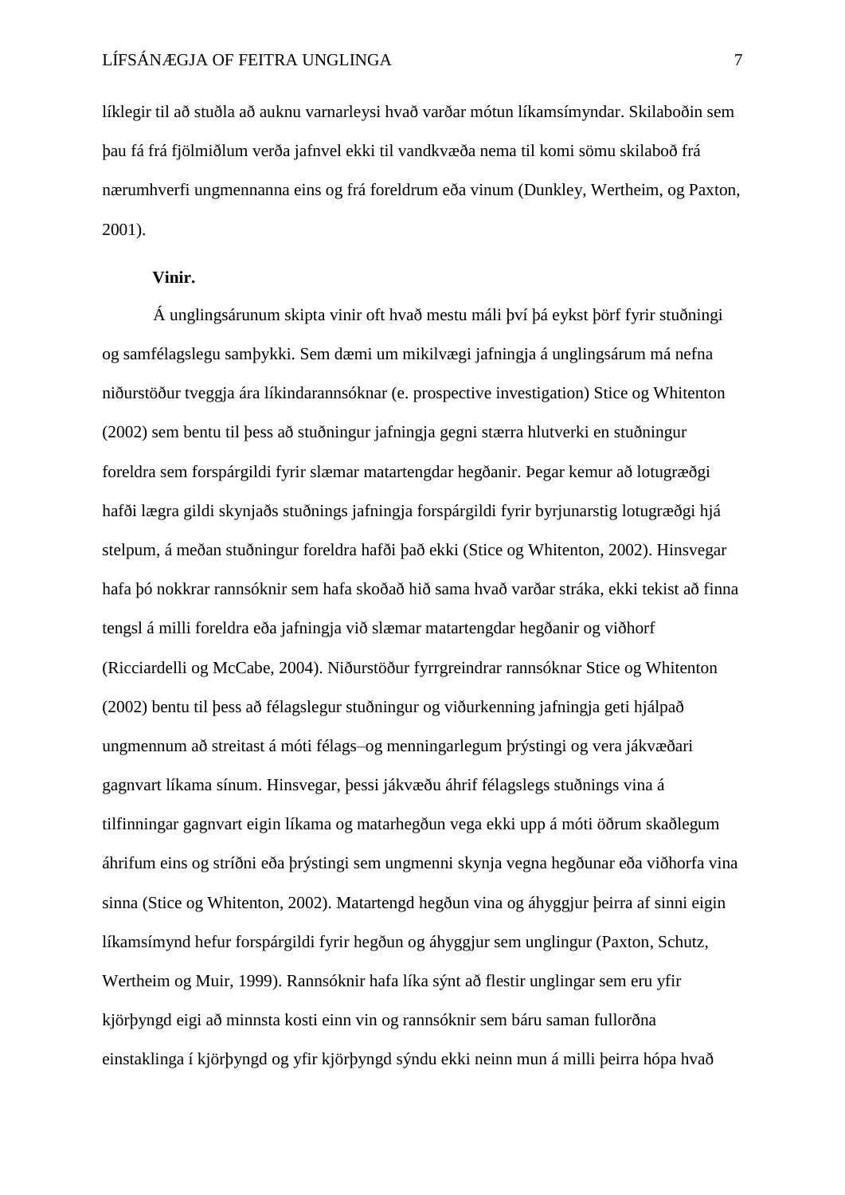líklegir til að stuðla að auknu varnarleysi hvað varðar mótun líkamsímyndar. Skilaboðin sem þau fá frá fjölmiðlum verða jafnvel ekki til vandkvæða nema til komi sömu skilaboð frá nærumhverfi ungmennanna eins og frá foreldrum eða vinum (Dunkley, Wertheim, og Paxton, 2001).

**Vinir.**

Á unglingsárunum skipta vinir oft hvað mestu máli því þá eykst þörf fyrir stuðningi og samfélagslegu samþykki. Sem dæmi um mikilvægi jafningja á unglingsárum má nefna niðurstöður tveggja ára líkindarannsóknar (e. prospective investigation) Stice og Whitenton (2002) sem bentu til þess að stuðningur jafningja gegni stærra hlutverki en stuðningur foreldra sem forspárgildi fyrir slæmar matartengdar hegðanir. Þegar kemur að lotugræðgi hafði lægra gildi skynjaðs stuðnings jafningja forspárgildi fyrir byrjunarstig lotugræðgi hjá stelpum, á meðan stuðningur foreldra hafði það ekki (Stice og Whitenton, 2002). Hinsvegar hafa þó nokkrar rannsóknir sem hafa skoðað hið sama hvað varðar stráka, ekki tekist að finna tengsl á milli foreldra eða jafningja við slæmar matartengdar hegðanir og viðhorf (Ricciardelli og McCabe, 2004). Niðurstöður fyrrgreindrar rannsóknar Stice og Whitenton (2002) bentu til þess að félagslegur stuðningur og viðurkenning jafningja geti hjálpað ungmennum að streitast á móti félags–og menningarlegum þrýstingi og vera jákvæðari gagnvart líkama sínum. Hinsvegar, þessi jákvæðu áhrif félagslegs stuðnings vina á tilfinningar gagnvart eigin líkama og matarhegðun vega ekki upp á móti öðrum skaðlegum áhrifum eins og stríðni eða þrýstingi sem ungmenni skynja vegna hegðunar eða viðhorfa vina sinna (Stice og Whitenton, 2002). Matartengd hegðun vina og áhyggjur þeirra af sinni eigin líkamsímynd hefur forspárgildi fyrir hegðun og áhyggjur sem unglingur (Paxton, Schutz, Wertheim og Muir, 1999). Rannsóknir hafa líka sýnt að flestir unglingar sem eru yfir kjörþyngd eigi að minnsta kosti einn vin og rannsóknir sem báru saman fullorðna einstaklinga í kjörþyngd og yfir kjörþyngd sýndu ekki neinn mun á milli þeirra hópa hvað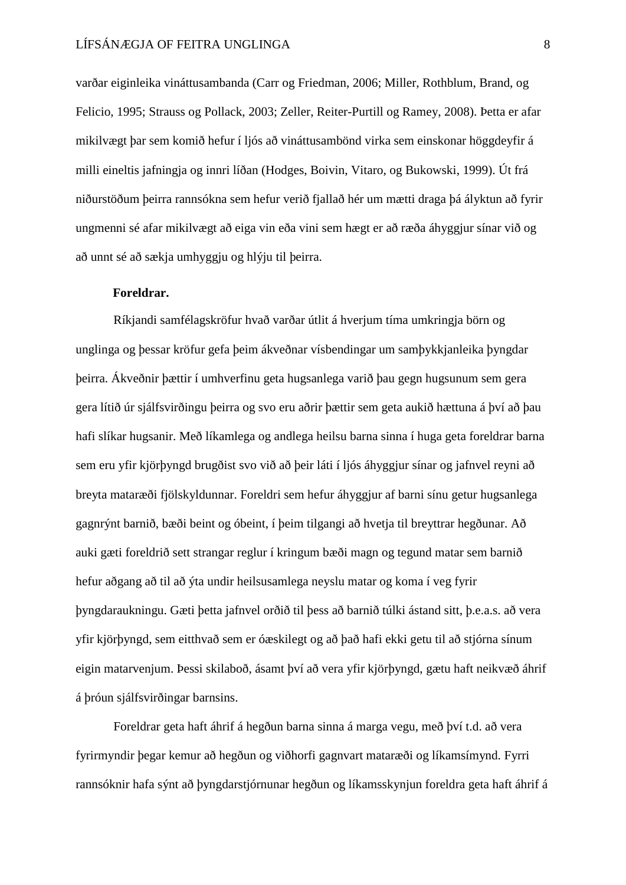varðar eiginleika vináttusambanda (Carr og Friedman, 2006; Miller, Rothblum, Brand, og Felicio, 1995; Strauss og Pollack, 2003; Zeller, Reiter-Purtill og Ramey, 2008). Þetta er afar mikilvægt þar sem komið hefur í ljós að vináttusambönd virka sem einskonar höggdeyfir á milli eineltis jafningja og innri líðan (Hodges, Boivin, Vitaro, og Bukowski, 1999). Út frá niðurstöðum þeirra rannsókna sem hefur verið fjallað hér um mætti draga þá ályktun að fyrir ungmenni sé afar mikilvægt að eiga vin eða vini sem hægt er að ræða áhyggjur sínar við og að unnt sé að sækja umhyggju og hlýju til þeirra.

**Foreldrar.**

Ríkjandi samfélagskröfur hvað varðar útlit á hverjum tíma umkringja börn og unglinga og þessar kröfur gefa þeim ákveðnar vísbendingar um samþykkjanleika þyngdar þeirra. Ákveðnir þættir í umhverfinu geta hugsanlega varið þau gegn hugsunum sem gera gera lítið úr sjálfsvirðingu þeirra og svo eru aðrir þættir sem geta aukið hættuna á því að þau hafi slíkar hugsanir. Með líkamlega og andlega heilsu barna sinna í huga geta foreldrar barna sem eru yfir kjörþyngd brugðist svo við að þeir láti í ljós áhyggjur sínar og jafnvel reyni að breyta mataræði fjölskyldunnar. Foreldri sem hefur áhyggjur af barni sínu getur hugsanlega gagnrýnt barnið, bæði beint og óbeint, í þeim tilgangi að hvetja til breyttrar hegðunar. Að auki gæti foreldrið sett strangar reglur í kringum bæði magn og tegund matar sem barnið hefur aðgang að til að ýta undir heilsusamlega neyslu matar og koma í veg fyrir þyngdaraukningu. Gæti þetta jafnvel orðið til þess að barnið túlki ástand sitt, þ.e.a.s. að vera yfir kjörþyngd, sem eitthvað sem er óæskilegt og að það hafi ekki getu til að stjórna sínum eigin matarvenjum. Þessi skilaboð, ásamt því að vera yfir kjörþyngd, gætu haft neikvæð áhrif á þróun sjálfsvirðingar barnsins.

Foreldrar geta haft áhrif á hegðun barna sinna á marga vegu, með því t.d. að vera fyrirmyndir þegar kemur að hegðun og viðhorfi gagnvart mataræði og líkamsímynd. Fyrri rannsóknir hafa sýnt að þyngdarstjórnunar hegðun og líkamsskynjun foreldra geta haft áhrif á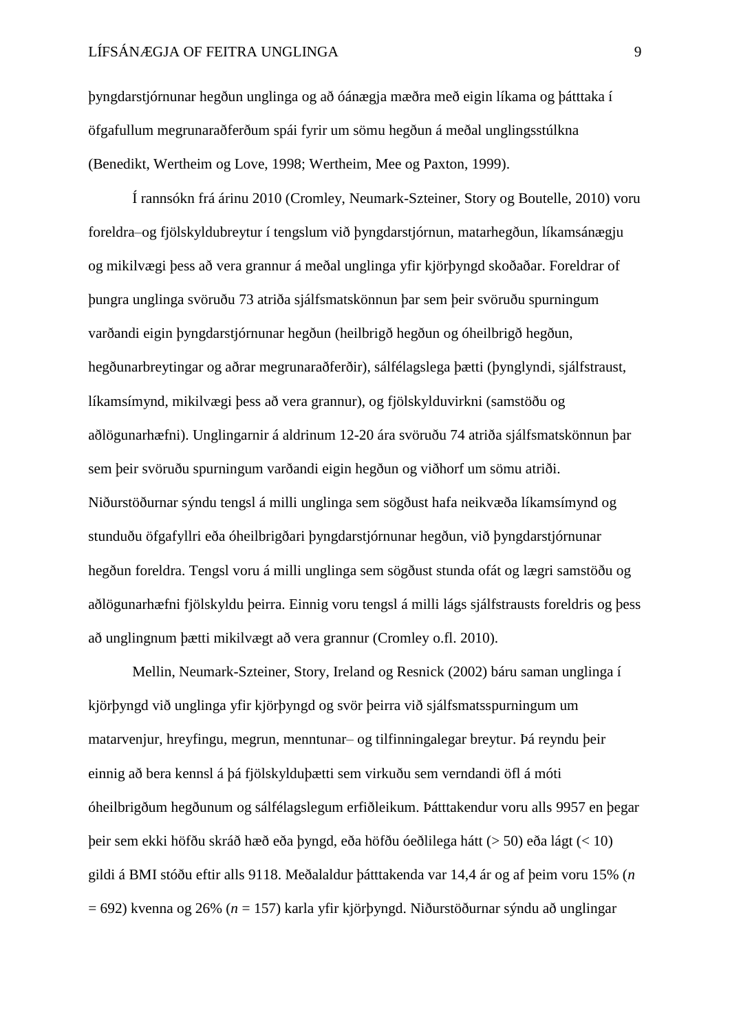þyngdarstjórnunar hegðun unglinga og að óánægja mæðra með eigin líkama og þátttaka í öfgafullum megrunaraðferðum spái fyrir um sömu hegðun á meðal unglingsstúlkna (Benedikt, Wertheim og Love, 1998; Wertheim, Mee og Paxton, 1999).

Í rannsókn frá árinu 2010 (Cromley, Neumark-Szteiner, Story og Boutelle, 2010) voru foreldra–og fjölskyldubreytur í tengslum við þyngdarstjórnun, matarhegðun, líkamsánægju og mikilvægi þess að vera grannur á meðal unglinga yfir kjörþyngd skoðaðar. Foreldrar of þungra unglinga svöruðu 73 atriða sjálfsmatskönnun þar sem þeir svöruðu spurningum varðandi eigin þyngdarstjórnunar hegðun (heilbrigð hegðun og óheilbrigð hegðun, hegðunarbreytingar og aðrar megrunaraðferðir), sálfélagslega þætti (þynglyndi, sjálfstraust, líkamsímynd, mikilvægi þess að vera grannur), og fjölskylduvirkni (samstöðu og aðlögunarhæfni). Unglingarnir á aldrinum 12-20 ára svöruðu 74 atriða sjálfsmatskönnun þar sem þeir svöruðu spurningum varðandi eigin hegðun og viðhorf um sömu atriði. Niðurstöðurnar sýndu tengsl á milli unglinga sem sögðust hafa neikvæða líkamsímynd og stunduðu öfgafyllri eða óheilbrigðari þyngdarstjórnunar hegðun, við þyngdarstjórnunar hegðun foreldra. Tengsl voru á milli unglinga sem sögðust stunda ofát og lægri samstöðu og aðlögunarhæfni fjölskyldu þeirra. Einnig voru tengsl á milli lágs sjálfstrausts foreldris og þess að unglingnum þætti mikilvægt að vera grannur (Cromley o.fl. 2010).

Mellin, Neumark-Szteiner, Story, Ireland og Resnick (2002) báru saman unglinga í kjörþyngd við unglinga yfir kjörþyngd og svör þeirra við sjálfsmatsspurningum um matarvenjur, hreyfingu, megrun, menntunar– og tilfinningalegar breytur. Þá reyndu þeir einnig að bera kennsl á þá fjölskylduþætti sem virkuðu sem verndandi öfl á móti óheilbrigðum hegðunum og sálfélagslegum erfiðleikum. Þátttakendur voru alls 9957 en þegar þeir sem ekki höfðu skráð hæð eða þyngd, eða höfðu óeðlilega hátt (> 50) eða lágt (< 10) gildi á BMI stóðu eftir alls 9118. Meðalaldur þátttakenda var 14,4 ár og af þeim voru 15% ($n$ = 692) kvenna og 26% ($n$ = 157) karla yfir kjörþyngd. Niðurstöðurnar sýndu að unglingar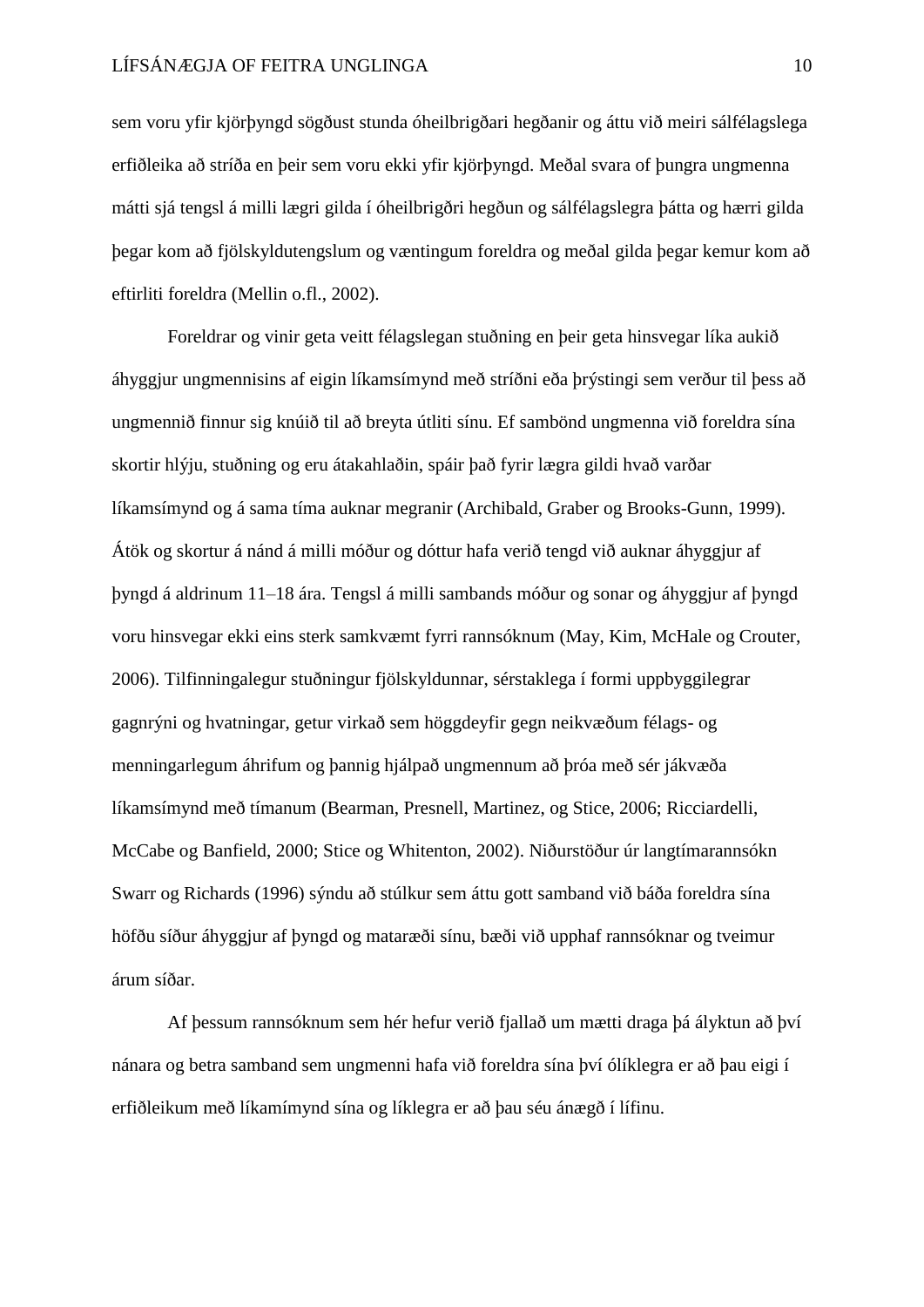sem voru yfir kjörþyngd sögðust stunda óheilbrigðari hegðanir og áttu við meiri sálfélagslega erfiðleika að stríða en þeir sem voru ekki yfir kjörþyngd. Meðal svara of þungra ungmenna mátti sjá tengsl á milli lægri gilda í óheilbrigðri hegðun og sálfélagslegra þátta og hærri gilda þegar kom að fjölskyldutengslum og væntingum foreldra og meðal gilda þegar kemur kom að eftirliti foreldra (Mellin o.fl., 2002).

Foreldrar og vinir geta veitt félagslegan stuðning en þeir geta hinsvegar líka aukið áhyggjur ungmennisins af eigin líkamsímynd með stríðni eða þrýstingi sem verður til þess að ungmennið finnur sig knúið til að breyta útliti sínu. Ef sambönd ungmenna við foreldra sína skortir hlýju, stuðning og eru átakahlaðin, spáir það fyrir lægra gildi hvað varðar líkamsímynd og á sama tíma auknar megranir (Archibald, Graber og Brooks-Gunn, 1999). Átök og skortur á nánd á milli móður og dóttur hafa verið tengd við auknar áhyggjur af þyngd á aldrinum 11–18 ára. Tengsl á milli sambands móður og sonar og áhyggjur af þyngd voru hinsvegar ekki eins sterk samkvæmt fyrri rannsóknum (May, Kim, McHale og Crouter, 2006). Tilfinningalegur stuðningur fjölskyldunnar, sérstaklega í formi uppbyggilegrar gagnrýni og hvatningar, getur virkað sem höggdeyfir gegn neikvæðum félags- og menningarlegum áhrifum og þannig hjálpað ungmennum að þróa með sér jákvæða líkamsímynd með tímanum (Bearman, Presnell, Martinez, og Stice, 2006; Ricciardelli, McCabe og Banfield, 2000; Stice og Whitenton, 2002). Niðurstöður úr langtímarannsókn Swarr og Richards (1996) sýndu að stúlkur sem áttu gott samband við báða foreldra sína höfðu síður áhyggjur af þyngd og mataræði sínu, bæði við upphaf rannsóknar og tveimur árum síðar.

Af þessum rannsóknum sem hér hefur verið fjallað um mætti draga þá ályktun að því nánara og betra samband sem ungmenni hafa við foreldra sína því ólíklegra er að þau eigi í erfiðleikum með líkamímynd sína og líklegra er að þau séu ánægð í lífinu.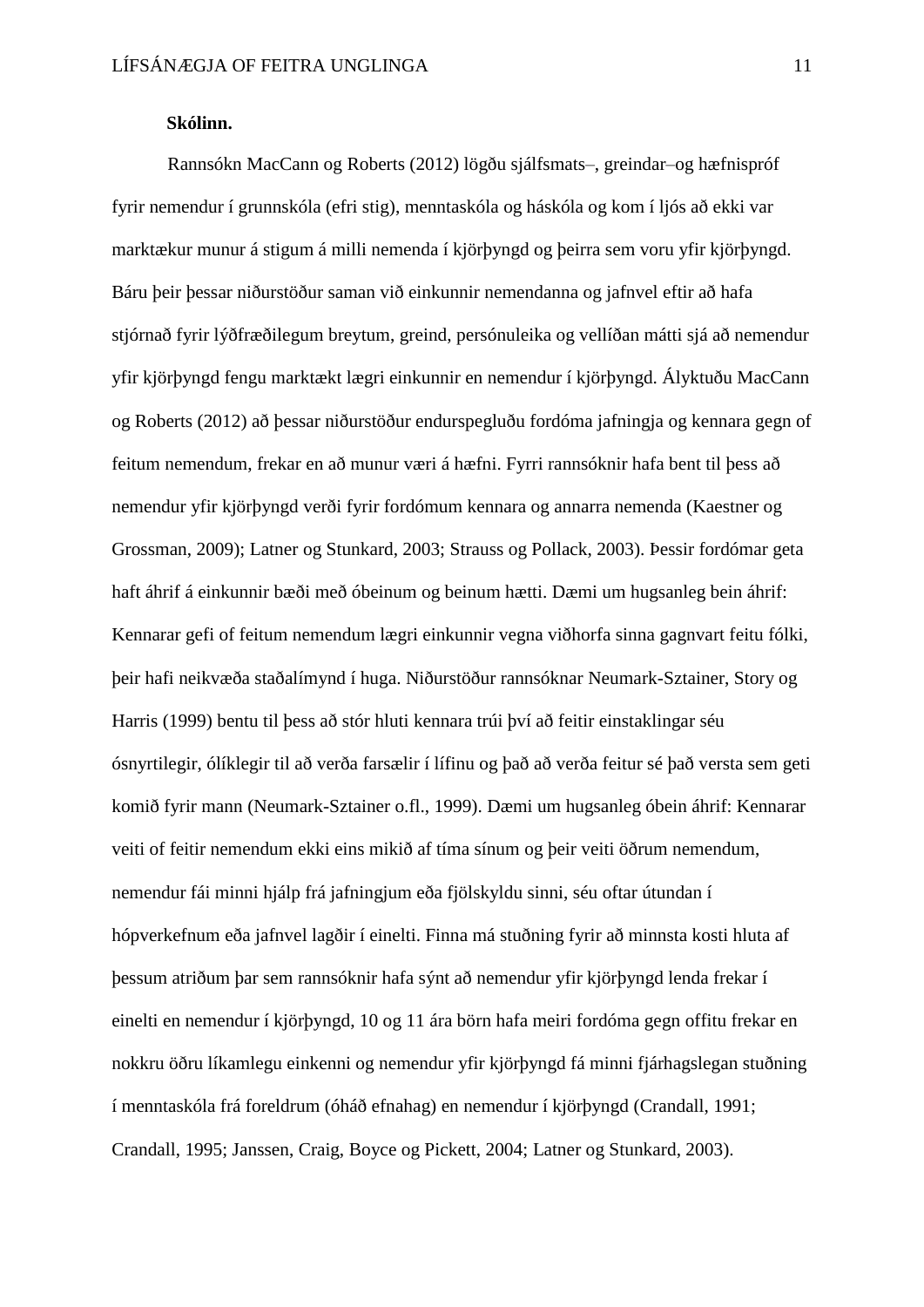**Skólinn.**

Rannsókn MacCann og Roberts (2012) lögðu sjálfsmats–, greindar–og hæfnispróf fyrir nemendur í grunnskóla (efri stig), menntaskóla og háskóla og kom í ljós að ekki var marktækur munur á stigum á milli nemenda í kjörþyngd og þeirra sem voru yfir kjörþyngd. Báru þeir þessar niðurstöður saman við einkunnir nemendanna og jafnvel eftir að hafa stjórnað fyrir lýðfræðilegum breytum, greind, persónuleika og vellíðan mátti sjá að nemendur yfir kjörþyngd fengu marktækt lægri einkunnir en nemendur í kjörþyngd. Ályktuðu MacCann og Roberts (2012) að þessar niðurstöður endurspegluðu fordóma jafningja og kennara gegn of feitum nemendum, frekar en að munur væri á hæfni. Fyrri rannsóknir hafa bent til þess að nemendur yfir kjörþyngd verði fyrir fordómum kennara og annarra nemenda (Kaestner og Grossman, 2009); Latner og Stunkard, 2003; Strauss og Pollack, 2003). Þessir fordómar geta haft áhrif á einkunnir bæði með óbeinum og beinum hætti. Dæmi um hugsanleg bein áhrif: Kennarar gefi of feitum nemendum lægri einkunnir vegna viðhorfa sinna gagnvart feitu fólki, þeir hafi neikvæða staðalímynd í huga. Niðurstöður rannsóknar Neumark-Sztainer, Story og Harris (1999) bentu til þess að stór hluti kennara trúi því að feitir einstaklingar séu ósnyrtilegir, ólíklegir til að verða farsælir í lífinu og það að verða feitur sé það versta sem geti komið fyrir mann (Neumark-Sztainer o.fl., 1999). Dæmi um hugsanleg óbein áhrif: Kennarar veiti of feitir nemendum ekki eins mikið af tíma sínum og þeir veiti öðrum nemendum, nemendur fái minni hjálp frá jafningjum eða fjölskyldu sinni, séu oftar útundan í hópverkefnum eða jafnvel lagðir í einelti. Finna má stuðning fyrir að minnsta kosti hluta af þessum atriðum þar sem rannsóknir hafa sýnt að nemendur yfir kjörþyngd lenda frekar í einelti en nemendur í kjörþyngd, 10 og 11 ára börn hafa meiri fordóma gegn offitu frekar en nokkru öðru líkamlegu einkenni og nemendur yfir kjörþyngd fá minni fjárhagslegan stuðning í menntaskóla frá foreldrum (óháð efnahag) en nemendur í kjörþyngd (Crandall, 1991; Crandall, 1995; Janssen, Craig, Boyce og Pickett, 2004; Latner og Stunkard, 2003).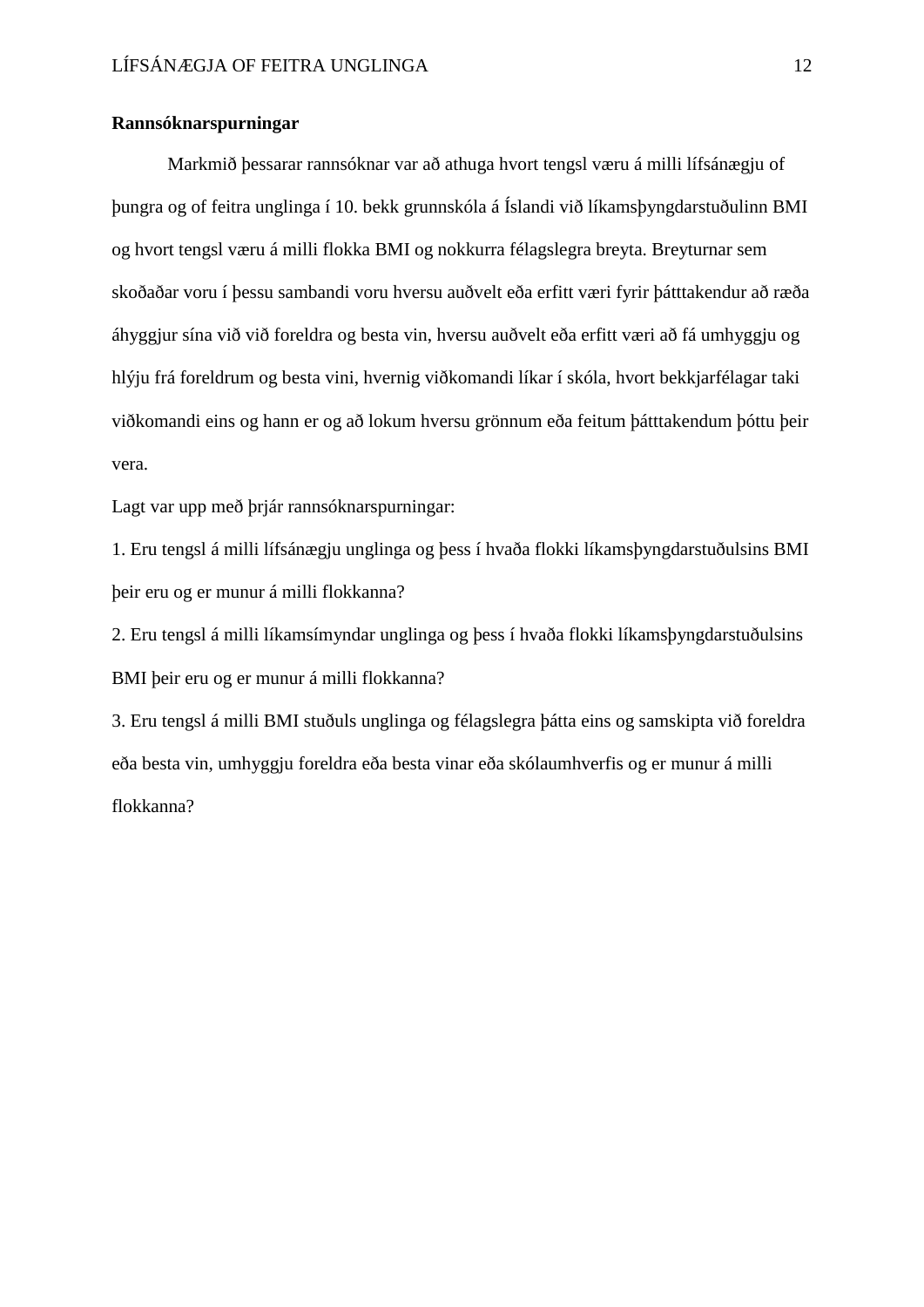**Rannsóknarspurningar**

Markmið þessarar rannsóknar var að athuga hvort tengsl væru á milli lífsánægju of þungra og of feitra unglinga í 10. bekk grunnskóla á Íslandi við líkamsþyngdarstuðulinn BMI og hvort tengsl væru á milli flokka BMI og nokkurra félagslegra breyta. Breyturnar sem skoðaðar voru í þessu sambandi voru hversu auðvelt eða erfitt væri fyrir þátttakendur að ræða áhyggjur sína við við foreldra og besta vin, hversu auðvelt eða erfitt væri að fá umhyggju og hlýju frá foreldrum og besta vini, hvernig viðkomandi líkar í skóla, hvort bekkjarfélagar taki viðkomandi eins og hann er og að lokum hversu grönnum eða feitum þátttakendum þóttu þeir vera.

Lagt var upp með þrjár rannsóknarspurningar:

1. Eru tengsl á milli lífsánægju unglinga og þess í hvaða flokki líkamsþyngdarstuðulsins BMI þeir eru og er munur á milli flokkanna?

2. Eru tengsl á milli líkamsímyndar unglinga og þess í hvaða flokki líkamsþyngdarstuðulsins BMI þeir eru og er munur á milli flokkanna?

3. Eru tengsl á milli BMI stuðuls unglinga og félagslegra þátta eins og samskipta við foreldra eða besta vin, umhyggju foreldra eða besta vinar eða skólaumhverfis og er munur á milli flokkanna?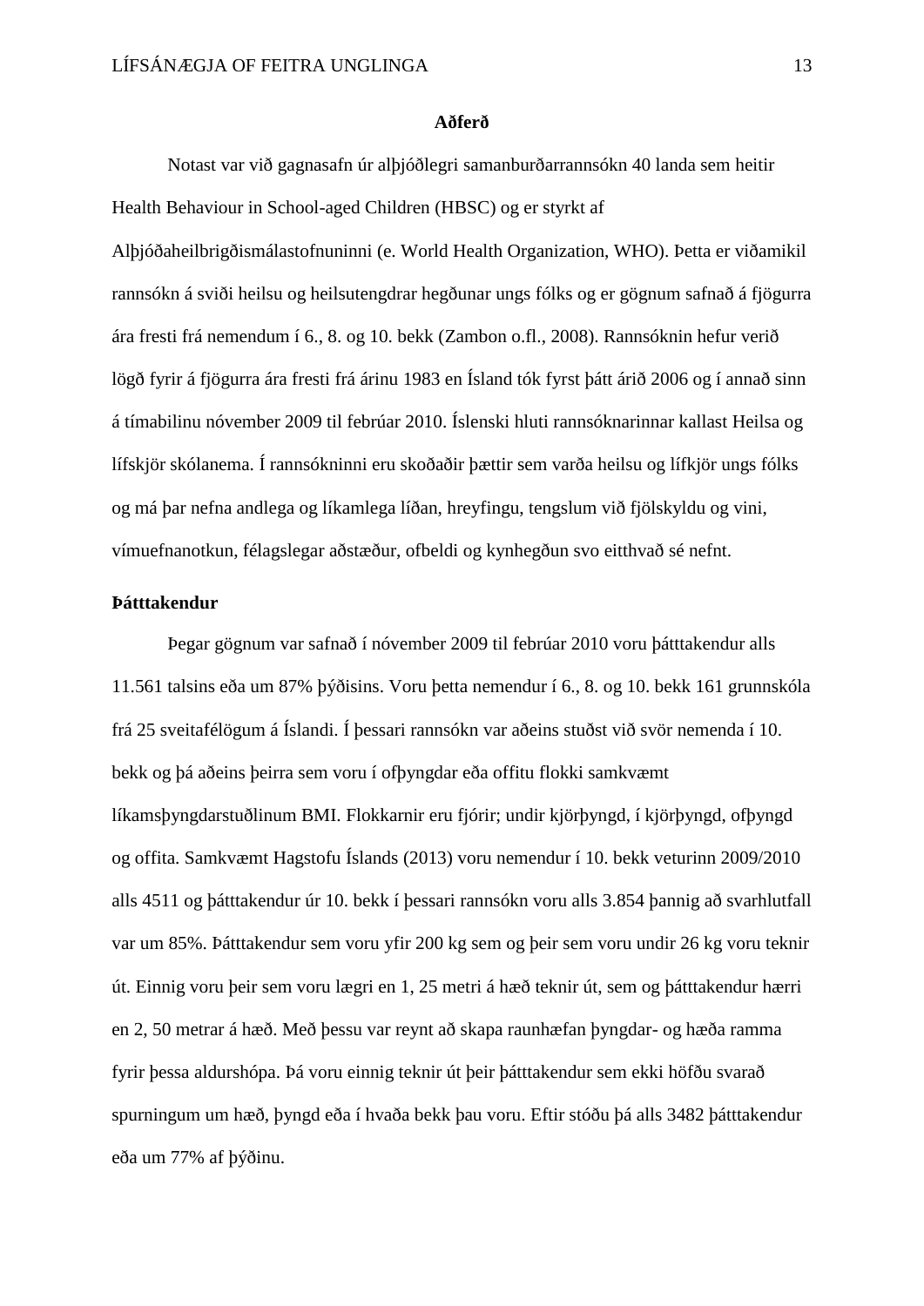## Aðferð

Notast var við gagnasafn úr alþjóðlegri samanburðarrannsókn 40 landa sem heitir Health Behaviour in School-aged Children (HBSC) og er styrkt af Alþjóðaheilbrigðismálastofnuninni (e. World Health Organization, WHO). Þetta er viðamikil rannsókn á sviði heilsu og heilsutengdrar hegðunar ungs fólks og er gögnum safnað á fjögurra ára fresti frá nemendum í 6., 8. og 10. bekk (Zambon o.fl., 2008). Rannsóknin hefur verið lögð fyrir á fjögurra ára fresti frá árinu 1983 en Ísland tók fyrst þátt árið 2006 og í annað sinn á tímabilinu nóvember 2009 til febrúar 2010. Íslenski hluti rannsóknarinnar kallast Heilsa og lífskjör skólanema. Í rannsókninni eru skoðaðir þættir sem varða heilsu og lífkjör ungs fólks og má þar nefna andlega og líkamlega líðan, hreyfingu, tengslum við fjölskyldu og vini, vímuefnanotkun, félagslegar aðstæður, ofbeldi og kynhegðun svo eitthvað sé nefnt.

### Þátttakendur

Þegar gögnum var safnað í nóvember 2009 til febrúar 2010 voru þátttakendur alls 11.561 talsins eða um 87% þýðisins. Voru þetta nemendur í 6., 8. og 10. bekk 161 grunnskóla frá 25 sveitafélögum á Íslandi. Í þessari rannsókn var aðeins stuðst við svör nemenda í 10. bekk og þá aðeins þeirra sem voru í ofþyngdar eða offitu flokki samkvæmt líkamsþyngdarstuðlinum BMI. Flokkarnir eru fjórir; undir kjörþyngd, í kjörþyngd, ofþyngd og offita. Samkvæmt Hagstofu Íslands (2013) voru nemendur í 10. bekk veturinn 2009/2010 alls 4511 og þátttakendur úr 10. bekk í þessari rannsókn voru alls 3.854 þannig að svarhlutfall var um 85%. Þátttakendur sem voru yfir 200 kg sem og þeir sem voru undir 26 kg voru teknir út. Einnig voru þeir sem voru lægri en 1, 25 metri á hæð teknir út, sem og þátttakendur hærri en 2, 50 metrar á hæð. Með þessu var reynt að skapa raunhæfan þyngdar- og hæða ramma fyrir þessa aldurshópa. Þá voru einnig teknir út þeir þátttakendur sem ekki höfðu svarað spurningum um hæð, þyngd eða í hvaða bekk þau voru. Eftir stóðu þá alls 3482 þátttakendur eða um 77% af þýðinu.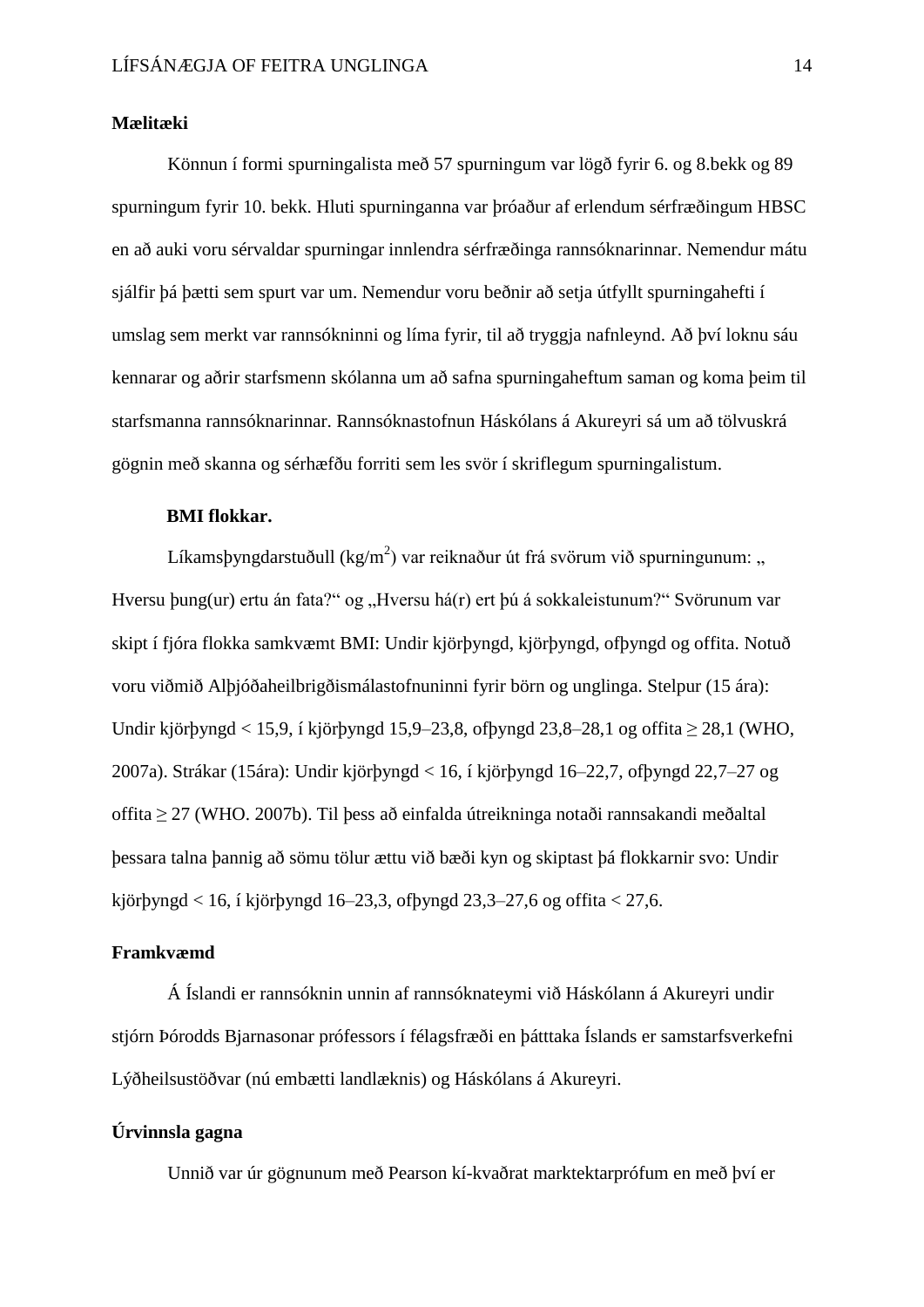## Mælitæki

Könnun í formi spurningalista með 57 spurningum var lögð fyrir 6. og 8.bekk og 89 spurningum fyrir 10. bekk. Hluti spurninganna var þróaður af erlendum sérfræðingum HBSC en að auki voru sérvaldar spurningar innlendra sérfræðinga rannsóknarinnar. Nemendur mátu sjálfir þá þætti sem spurt var um. Nemendur voru beðnir að setja útfyllt spurningahefti í umslag sem merkt var rannsókninni og líma fyrir, til að tryggja nafnleynd. Að því loknu sáu kennarar og aðrir starfsmenn skólanna um að safna spurningaheftum saman og koma þeim til starfsmanna rannsóknarinnar. Rannsóknastofnun Háskólans á Akureyri sá um að tölvuskrá gögnin með skanna og sérhæfðu forriti sem les svör í skriflegum spurningalistum.

### BMI flokkar.

Líkamsþyngdarstuðull (kg/m$^2$) var reiknaður út frá svörum við spurningunum: „ Hversu þung(ur) ertu án fata?“ og „Hversu há(r) ert þú á sokkaleistunum?“ Svörunum var skipt í fjóra flokka samkvæmt BMI: Undir kjörþyngd, kjörþyngd, ofþyngd og offita. Notuð voru viðmið Alþjóðaheilbrigðismálastofnuninni fyrir börn og unglinga. Stelpur (15 ára): Undir kjörþyngd < 15,9, í kjörþyngd 15,9–23,8, ofþyngd 23,8–28,1 og offita ≥ 28,1 (WHO, 2007a). Strákar (15ára): Undir kjörþyngd < 16, í kjörþyngd 16–22,7, ofþyngd 22,7–27 og offita ≥ 27 (WHO. 2007b). Til þess að einfalda útreikninga notaði rannsakandi meðaltal þessara talna þannig að sömu tölur ættu við bæði kyn og skiptast þá flokkarnir svo: Undir kjörþyngd < 16, í kjörþyngd 16–23,3, ofþyngd 23,3–27,6 og offita < 27,6.

## Framkvæmd

Á Íslandi er rannsóknin unnin af rannsóknateymi við Háskólann á Akureyri undir stjórn Þórodds Bjarnasonar prófessors í félagsfræði en þátttaka Íslands er samstarfsverkefni Lýðheilsustöðvar (nú embætti landlæknis) og Háskólans á Akureyri.

## Úrvinnsla gagna

Unnið var úr gögnunum með Pearson kí-kvaðrat marktektarprófum en með því er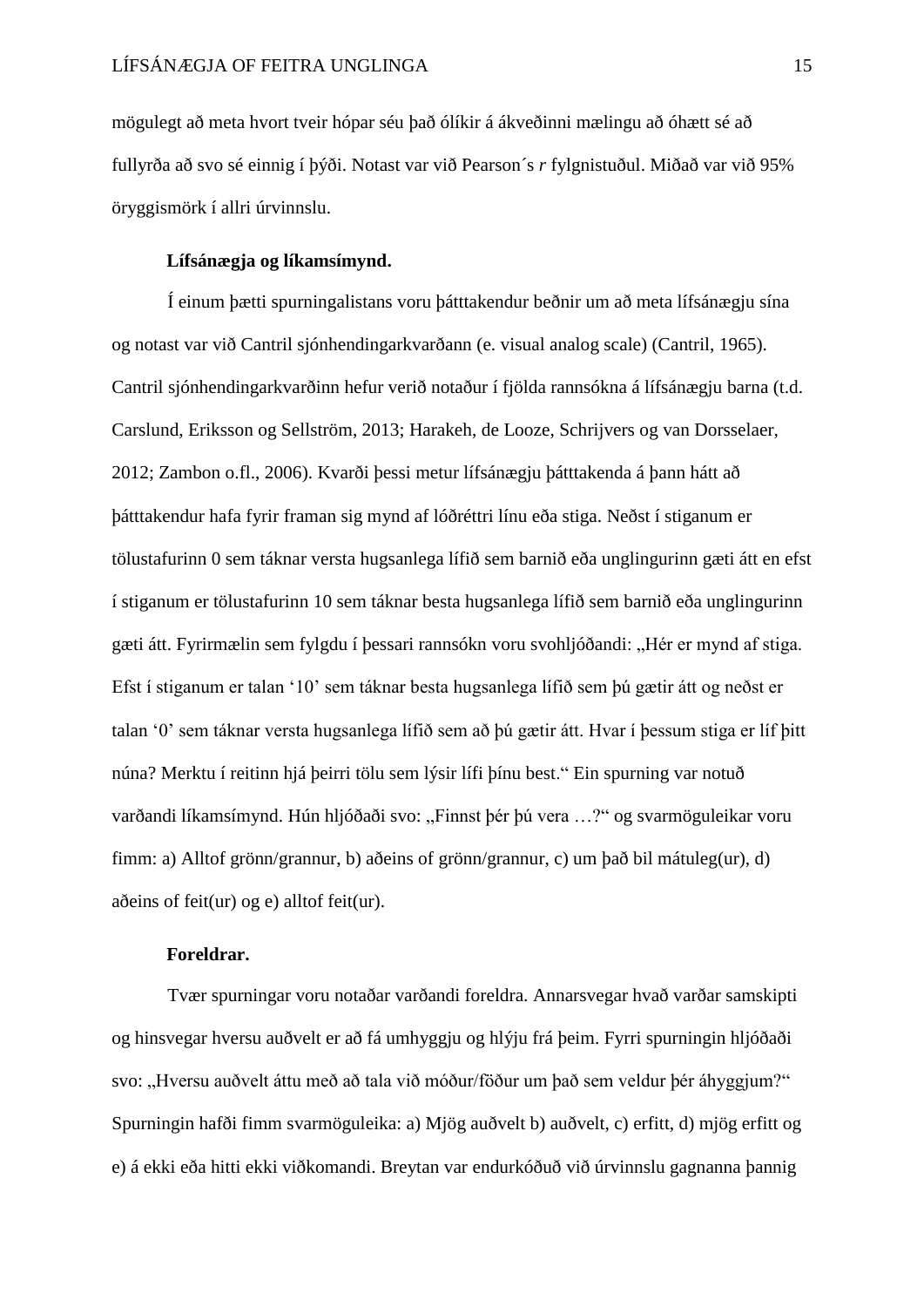mögulegt að meta hvort tveir hópar séu það ólíkir á ákveðinni mælingu að óhætt sé að fullyrða að svo sé einnig í þýði. Notast var við Pearson´s *r* fylgnistuðul. Miðað var við 95% öryggismörk í allri úrvinnslu.

**Lífsánægja og líkamsímynd.**

Í einum þætti spurningalistans voru þátttakendur beðnir um að meta lífsánægju sína og notast var við Cantril sjónhendingarkvarðann (e. visual analog scale) (Cantril, 1965). Cantril sjónhendingarkvarðinn hefur verið notaður í fjölda rannsókna á lífsánægju barna (t.d. Carslund, Eriksson og Sellström, 2013; Harakeh, de Looze, Schrijvers og van Dorsselaer, 2012; Zambon o.fl., 2006). Kvarði þessi metur lífsánægju þátttakenda á þann hátt að þátttakendur hafa fyrir framan sig mynd af lóðréttri línu eða stiga. Neðst í stiganum er tölustafurinn 0 sem táknar versta hugsanlega lífið sem barnið eða unglingurinn gæti átt en efst í stiganum er tölustafurinn 10 sem táknar besta hugsanlega lífið sem barnið eða unglingurinn gæti átt. Fyrirmælin sem fylgdu í þessari rannsókn voru svohljóðandi: „Hér er mynd af stiga. Efst í stiganum er talan '10' sem táknar besta hugsanlega lífið sem þú gætir átt og neðst er talan '0' sem táknar versta hugsanlega lífið sem að þú gætir átt. Hvar í þessum stiga er líf þitt núna? Merktu í reitinn hjá þeirri tölu sem lýsir lífi þínu best." Ein spurning var notuð varðandi líkamsímynd. Hún hljóðaði svo: „Finnst þér þú vera …?" og svarmöguleikar voru fimm: a) Alltof grönn/grannur, b) aðeins of grönn/grannur, c) um það bil mátuleg(ur), d) aðeins of feit(ur) og e) alltof feit(ur).

**Foreldrar.**

Tvær spurningar voru notaðar varðandi foreldra. Annarsvegar hvað varðar samskipti og hinsvegar hversu auðvelt er að fá umhyggju og hlýju frá þeim. Fyrri spurningin hljóðaði svo: „Hversu auðvelt áttu með að tala við móður/föður um það sem veldur þér áhyggjum?" Spurningin hafði fimm svarmöguleika: a) Mjög auðvelt b) auðvelt, c) erfitt, d) mjög erfitt og e) á ekki eða hitti ekki viðkomandi. Breytan var endurkóðuð við úrvinnslu gagnanna þannig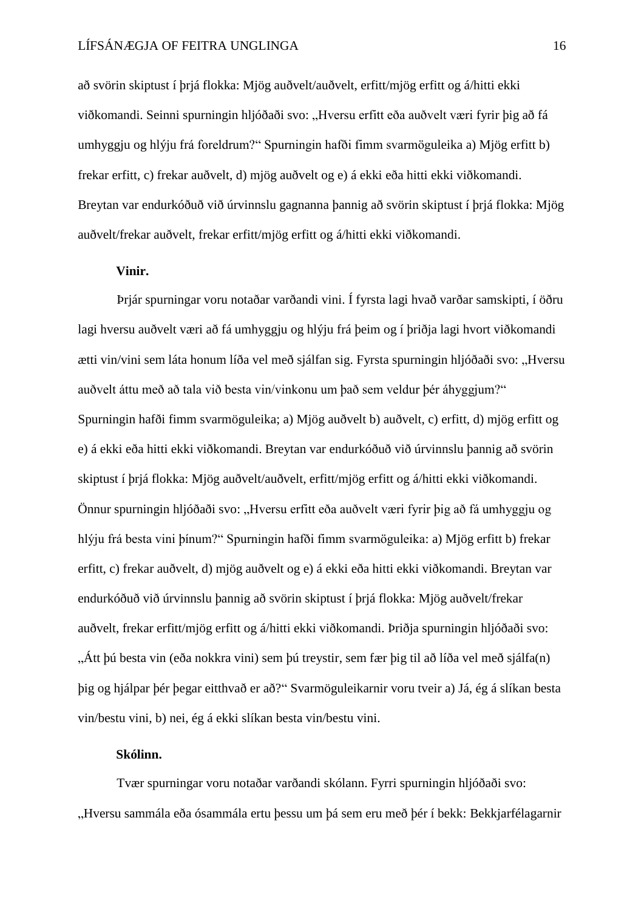að svörin skiptust í þrjá flokka: Mjög auðvelt/auðvelt, erfitt/mjög erfitt og á/hitti ekki viðkomandi. Seinni spurningin hljóðaði svo: „Hversu erfitt eða auðvelt væri fyrir þig að fá umhyggju og hlýju frá foreldrum?“ Spurningin hafði fimm svarmöguleika a) Mjög erfitt b) frekar erfitt, c) frekar auðvelt, d) mjög auðvelt og e) á ekki eða hitti ekki viðkomandi. Breytan var endurkóðuð við úrvinnslu gagnanna þannig að svörin skiptust í þrjá flokka: Mjög auðvelt/frekar auðvelt, frekar erfitt/mjög erfitt og á/hitti ekki viðkomandi.

**Vinir.**

Þrjár spurningar voru notaðar varðandi vini. Í fyrsta lagi hvað varðar samskipti, í öðru lagi hversu auðvelt væri að fá umhyggju og hlýju frá þeim og í þriðja lagi hvort viðkomandi ætti vin/vini sem láta honum líða vel með sjálfan sig. Fyrsta spurningin hljóðaði svo: „Hversu auðvelt áttu með að tala við besta vin/vinkonu um það sem veldur þér áhyggjum?“ Spurningin hafði fimm svarmöguleika; a) Mjög auðvelt b) auðvelt, c) erfitt, d) mjög erfitt og e) á ekki eða hitti ekki viðkomandi. Breytan var endurkóðuð við úrvinnslu þannig að svörin skiptust í þrjá flokka: Mjög auðvelt/auðvelt, erfitt/mjög erfitt og á/hitti ekki viðkomandi. Önnur spurningin hljóðaði svo: „Hversu erfitt eða auðvelt væri fyrir þig að fá umhyggju og hlýju frá besta vini þínum?“ Spurningin hafði fimm svarmöguleika: a) Mjög erfitt b) frekar erfitt, c) frekar auðvelt, d) mjög auðvelt og e) á ekki eða hitti ekki viðkomandi. Breytan var endurkóðuð við úrvinnslu þannig að svörin skiptust í þrjá flokka: Mjög auðvelt/frekar auðvelt, frekar erfitt/mjög erfitt og á/hitti ekki viðkomandi. Þriðja spurningin hljóðaði svo: „Átt þú besta vin (eða nokkra vini) sem þú treystir, sem fær þig til að líða vel með sjálfa(n) þig og hjálpar þér þegar eitthvað er að?“ Svarmöguleikarnir voru tveir a) Já, ég á slíkan besta vin/bestu vini, b) nei, ég á ekki slíkan besta vin/bestu vini.

**Skólinn.**

Tvær spurningar voru notaðar varðandi skólann. Fyrri spurningin hljóðaði svo: „Hversu sammála eða ósammála ertu þessu um þá sem eru með þér í bekk: Bekkjarfélagarnir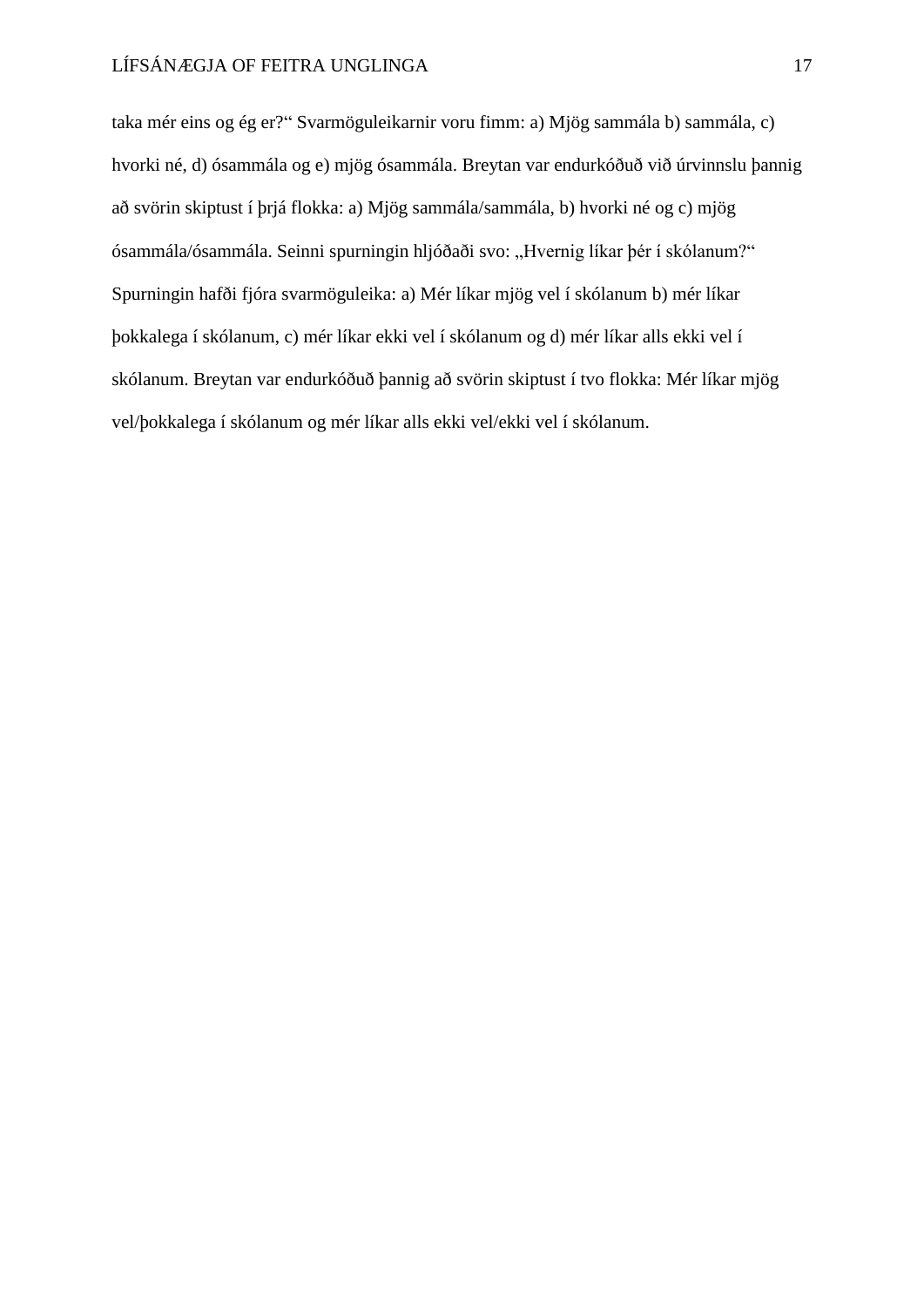taka mér eins og ég er?“ Svarmöguleikarnir voru fimm: a) Mjög sammála b) sammála, c) hvorki né, d) ósammála og e) mjög ósammála. Breytan var endurkóðuð við úrvinnslu þannig að svörin skiptust í þrjá flokka: a) Mjög sammála/sammála, b) hvorki né og c) mjög ósammála/ósammála. Seinni spurningin hljóðaði svo: „Hvernig líkar þér í skólanum?“ Spurningin hafði fjóra svarmöguleika: a) Mér líkar mjög vel í skólanum b) mér líkar þokkalega í skólanum, c) mér líkar ekki vel í skólanum og d) mér líkar alls ekki vel í skólanum. Breytan var endurkóðuð þannig að svörin skiptust í tvo flokka: Mér líkar mjög vel/þokkalega í skólanum og mér líkar alls ekki vel/ekki vel í skólanum.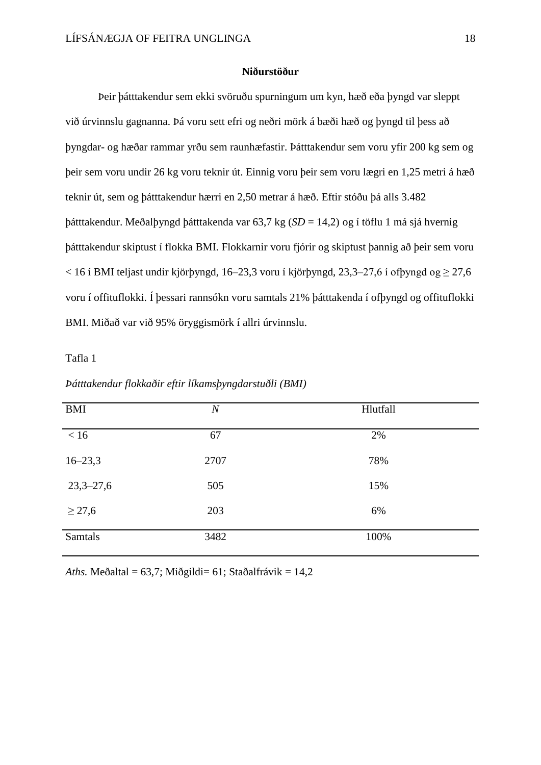## Niðurstöður

Þeir þátttakendur sem ekki svöruðu spurningum um kyn, hæð eða þyngd var sleppt við úrvinnslu gagnanna. Þá voru sett efri og neðri mörk á bæði hæð og þyngd til þess að þyngdar- og hæðar rammar yrðu sem raunhæfastir. Þátttakendur sem voru yfir 200 kg sem og þeir sem voru undir 26 kg voru teknir út. Einnig voru þeir sem voru lægri en 1,25 metri á hæð teknir út, sem og þátttakendur hærri en 2,50 metrar á hæð. Eftir stóðu þá alls 3.482 þátttakendur. Meðalþyngd þátttakenda var 63,7 kg (*SD* = 14,2) og í töflu 1 má sjá hvernig þátttakendur skiptust í flokka BMI. Flokkarnir voru fjórir og skiptust þannig að þeir sem voru < 16 í BMI teljast undir kjörþyngd, 16–23,3 voru í kjörþyngd, 23,3–27,6 í ofþyngd og ≥ 27,6 voru í offituflokki. Í þessari rannsókn voru samtals 21% þátttakenda í ofþyngd og offituflokki BMI. Miðað var við 95% öryggismörk í allri úrvinnslu.

Tafla 1

*Þátttakendur flokkaðir eftir líkamsþyngdarstuðli (BMI)*

| BMI | *N* | Hlutfall |
|---|---|---|
| < 16 | 67 | 2% |
| 16–23,3 | 2707 | 78% |
| 23,3–27,6 | 505 | 15% |
| ≥ 27,6 | 203 | 6% |
| Samtals | 3482 | 100% |

*Aths.* Meðaltal = 63,7; Miðgildi= 61; Staðalfrávik = 14,2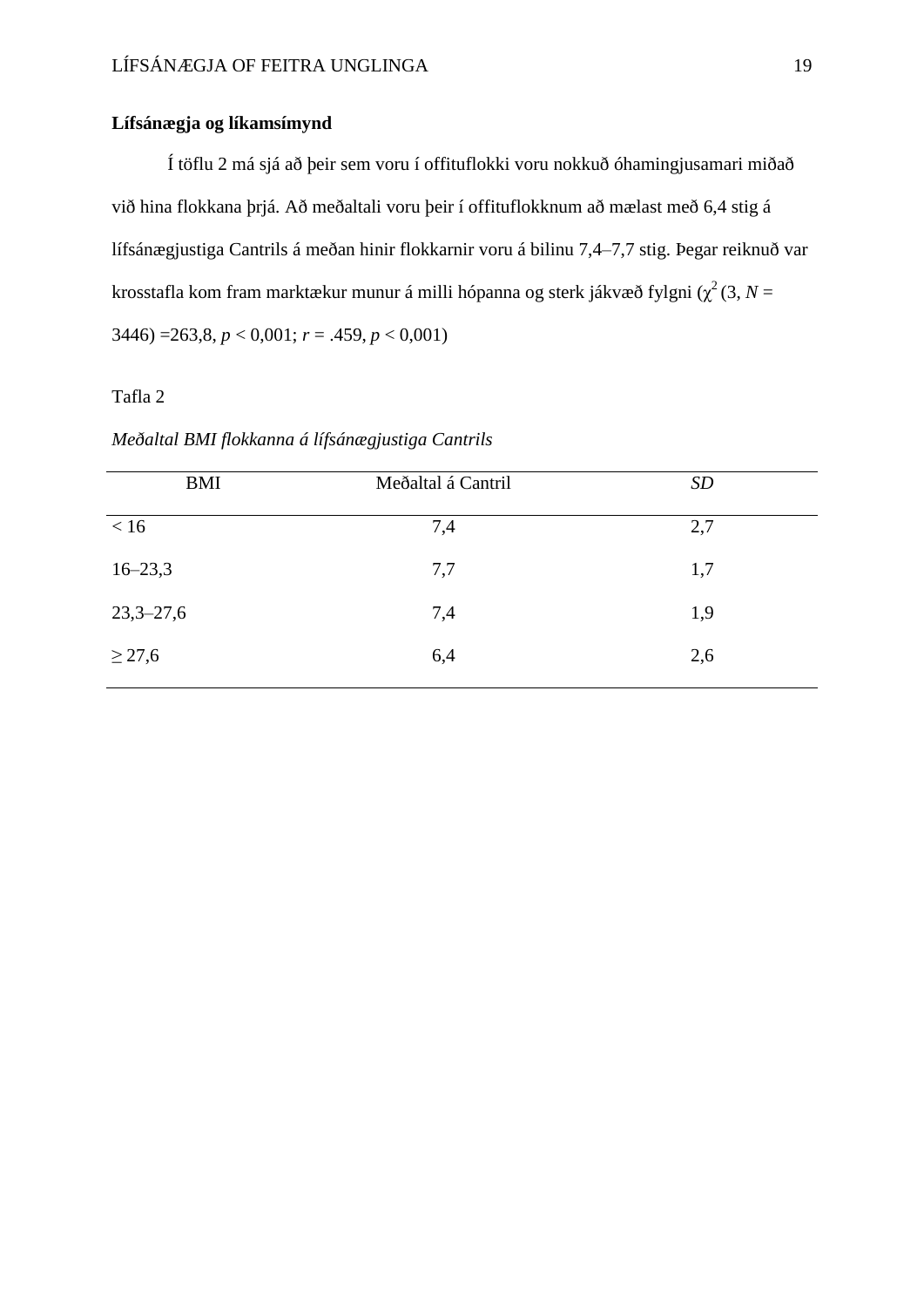**Lífsánægja og líkamsímynd**

Í töflu 2 má sjá að þeir sem voru í offituflokki voru nokkuð óhamingjusamari miðað við hina flokkana þrjá. Að meðaltali voru þeir í offituflokknum að mælast með 6,4 stig á lífsánægjustiga Cantrils á meðan hinir flokkarnir voru á bilinu 7,4–7,7 stig. Þegar reiknuð var krosstafla kom fram marktækur munur á milli hópanna og sterk jákvæð fylgni ($\chi^2$ (3, $N$ = 3446) =263,8, $p$ < 0,001; $r$ = .459, $p$ < 0,001)

Tafla 2

*Meðaltal BMI flokkanna á lífsánægjustiga Cantrils*

| BMI | Meðaltal á Cantril | *SD* |
|---|---|---|
| < 16 | 7,4 | 2,7 |
| 16–23,3 | 7,7 | 1,7 |
| 23,3–27,6 | 7,4 | 1,9 |
| ≥ 27,6 | 6,4 | 2,6 |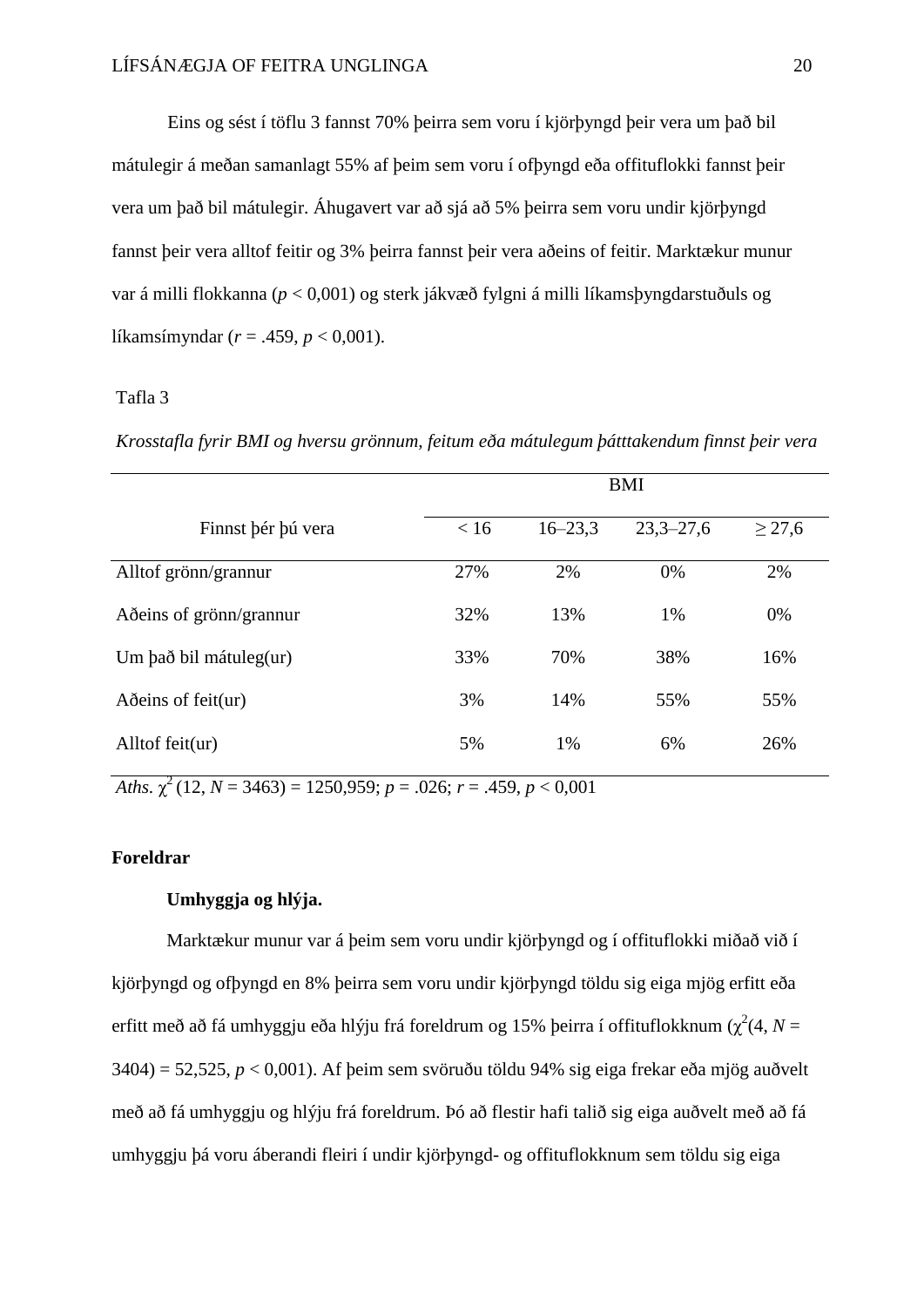Eins og sést í töflu 3 fannst 70% þeirra sem voru í kjörþyngd þeir vera um það bil mátulegir á meðan samanlagt 55% af þeim sem voru í ofþyngd eða offituflokki fannst þeir vera um það bil mátulegir. Áhugavert var að sjá að 5% þeirra sem voru undir kjörþyngd fannst þeir vera alltof feitir og 3% þeirra fannst þeir vera aðeins of feitir. Marktækur munur var á milli flokkanna ($p < 0{,}001$) og sterk jákvæð fylgni á milli líkamsþyngdarstuðuls og líkamsímyndar ($r = .459$, $p < 0{,}001$).

Tafla 3

*Krosstafla fyrir BMI og hversu grönnum, feitum eða mátulegum þátttakendum finnst þeir vera*

| | BMI | | | |
|---|---|---|---|---|
| Finnst þér þú vera | < 16 | 16–23,3 | 23,3–27,6 | ≥ 27,6 |
| Alltof grönn/grannur | 27% | 2% | 0% | 2% |
| Aðeins of grönn/grannur | 32% | 13% | 1% | 0% |
| Um það bil mátuleg(ur) | 33% | 70% | 38% | 16% |
| Aðeins of feit(ur) | 3% | 14% | 55% | 55% |
| Alltof feit(ur) | 5% | 1% | 6% | 26% |

*Aths.* $\chi^2$ (12, $N$ = 3463) = 1250,959; $p = .026$; $r = .459$, $p < 0{,}001$

## Foreldrar

### Umhyggja og hlýja.

Marktækur munur var á þeim sem voru undir kjörþyngd og í offituflokki miðað við í kjörþyngd og ofþyngd en 8% þeirra sem voru undir kjörþyngd töldu sig eiga mjög erfitt eða erfitt með að fá umhyggju eða hlýju frá foreldrum og 15% þeirra í offituflokknum ($\chi^2$(4, $N$ = 3404) = 52,525, $p < 0{,}001$). Af þeim sem svöruðu töldu 94% sig eiga frekar eða mjög auðvelt með að fá umhyggju og hlýju frá foreldrum. Þó að flestir hafi talið sig eiga auðvelt með að fá umhyggju þá voru áberandi fleiri í undir kjörþyngd- og offituflokknum sem töldu sig eiga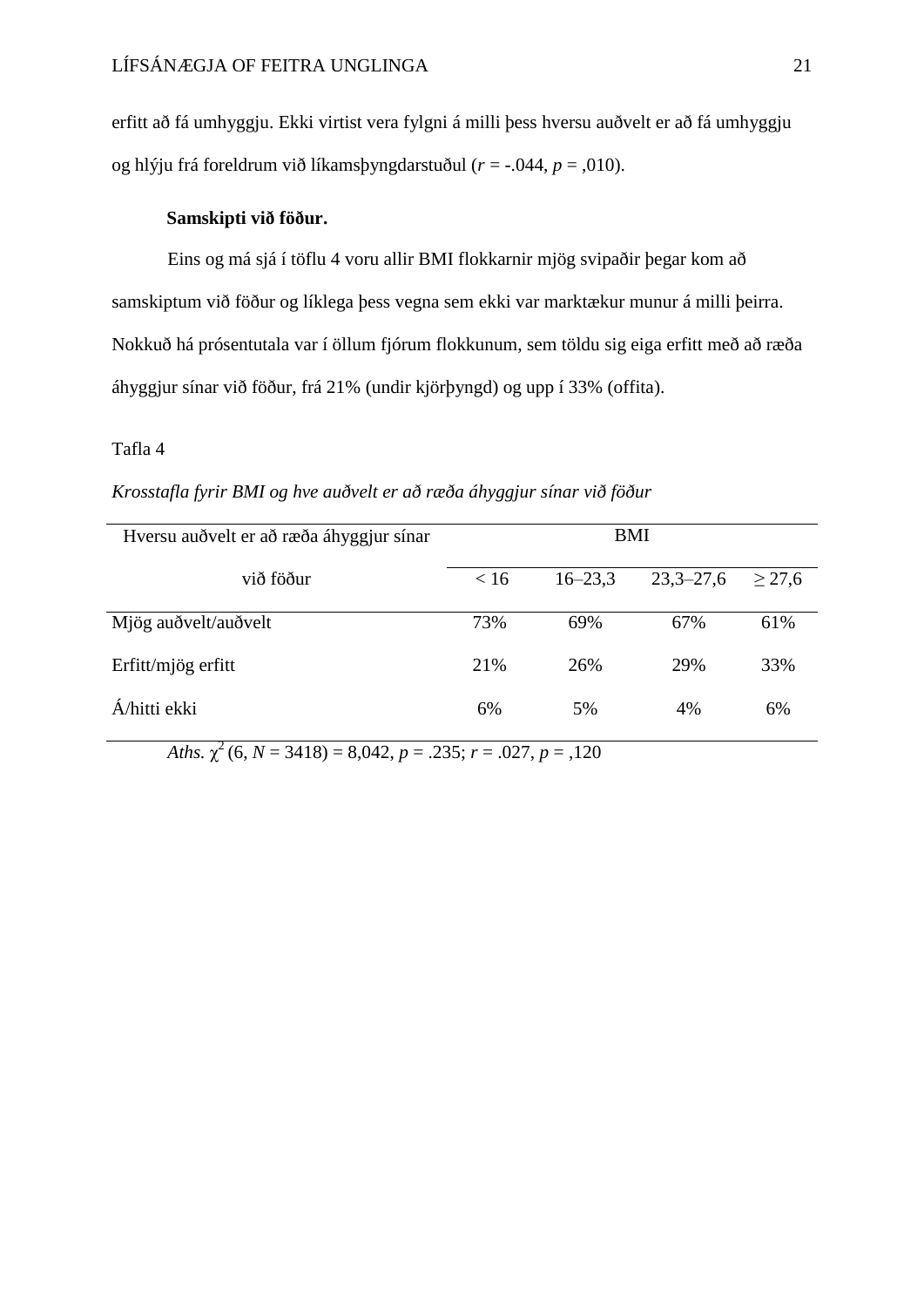erfitt að fá umhyggju. Ekki virtist vera fylgni á milli þess hversu auðvelt er að fá umhyggju og hlýju frá foreldrum við líkamsþyngdarstuðul ($r$ = -.044, $p$ = ,010).

**Samskipti við föður.**

Eins og má sjá í töflu 4 voru allir BMI flokkarnir mjög svipaðir þegar kom að samskiptum við föður og líklega þess vegna sem ekki var marktækur munur á milli þeirra. Nokkuð há prósentutala var í öllum fjórum flokkunum, sem töldu sig eiga erfitt með að ræða áhyggjur sínar við föður, frá 21% (undir kjörþyngd) og upp í 33% (offita).

Tafla 4

*Krosstafla fyrir BMI og hve auðvelt er að ræða áhyggjur sínar við föður*

| Hversu auðvelt er að ræða áhyggjur sínar | BMI | | | |
|---|---|---|---|---|
| við föður | < 16 | 16–23,3 | 23,3–27,6 | ≥ 27,6 |
| Mjög auðvelt/auðvelt | 73% | 69% | 67% | 61% |
| Erfitt/mjög erfitt | 21% | 26% | 29% | 33% |
| Á/hitti ekki | 6% | 5% | 4% | 6% |

*Aths.* $\chi^2$ (6, $N$ = 3418) = 8,042, $p$ = .235; $r$ = .027, $p$ = ,120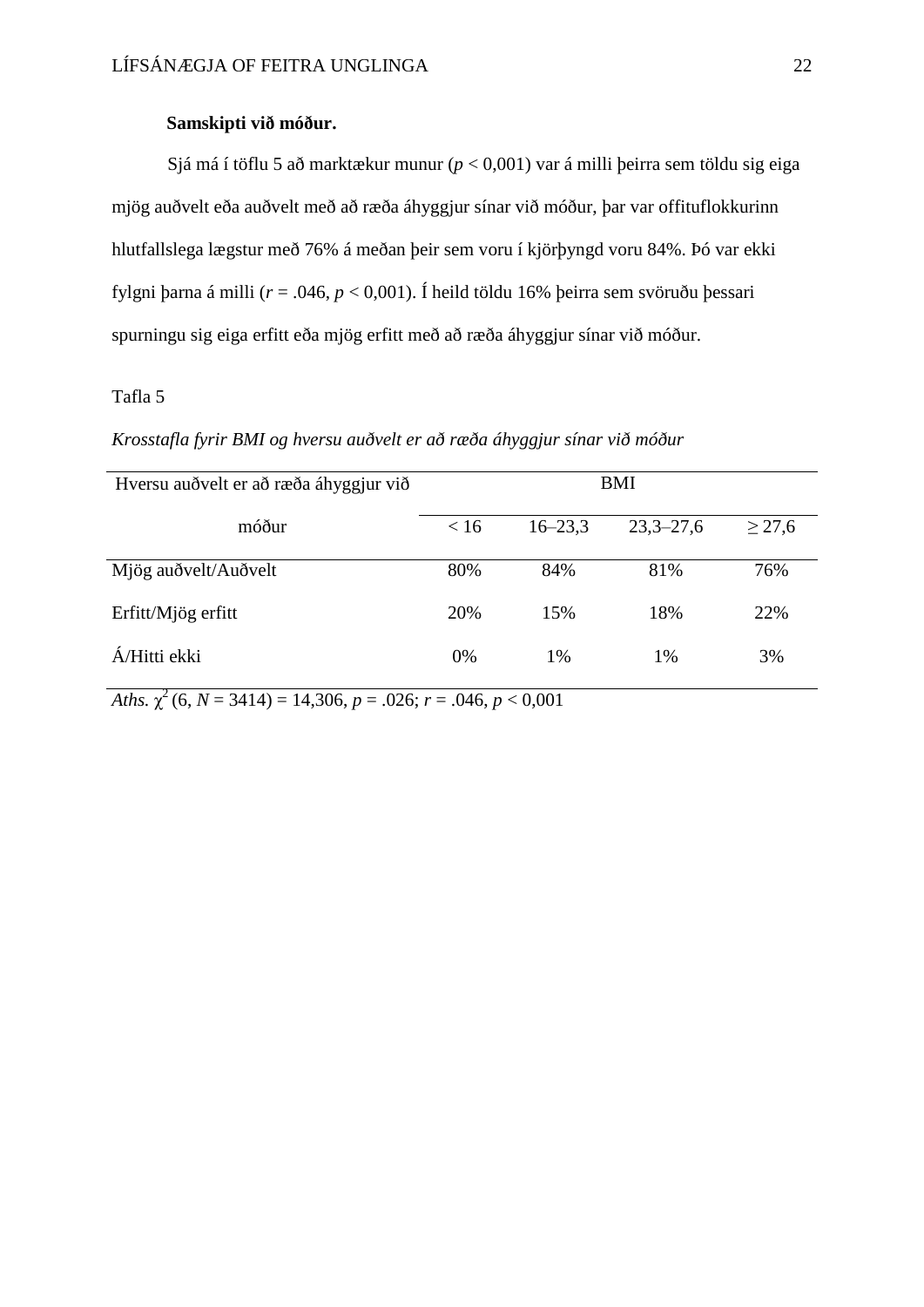**Samskipti við móður.**

Sjá má í töflu 5 að marktækur munur ($p$ < 0,001) var á milli þeirra sem töldu sig eiga mjög auðvelt eða auðvelt með að ræða áhyggjur sínar við móður, þar var offituflokkurinn hlutfallslega lægstur með 76% á meðan þeir sem voru í kjörþyngd voru 84%. Þó var ekki fylgni þarna á milli ($r$ = .046, $p$ < 0,001). Í heild töldu 16% þeirra sem svöruðu þessari spurningu sig eiga erfitt eða mjög erfitt með að ræða áhyggjur sínar við móður.

Tafla 5

*Krosstafla fyrir BMI og hversu auðvelt er að ræða áhyggjur sínar við móður*

| Hversu auðvelt er að ræða áhyggjur við móður | BMI | | | |
|---|---|---|---|---|
| | < 16 | 16–23,3 | 23,3–27,6 | ≥ 27,6 |
| Mjög auðvelt/Auðvelt | 80% | 84% | 81% | 76% |
| Erfitt/Mjög erfitt | 20% | 15% | 18% | 22% |
| Á/Hitti ekki | 0% | 1% | 1% | 3% |

*Aths.* $\chi^2$ (6, $N$ = 3414) = 14,306, $p$ = .026; $r$ = .046, $p$ < 0,001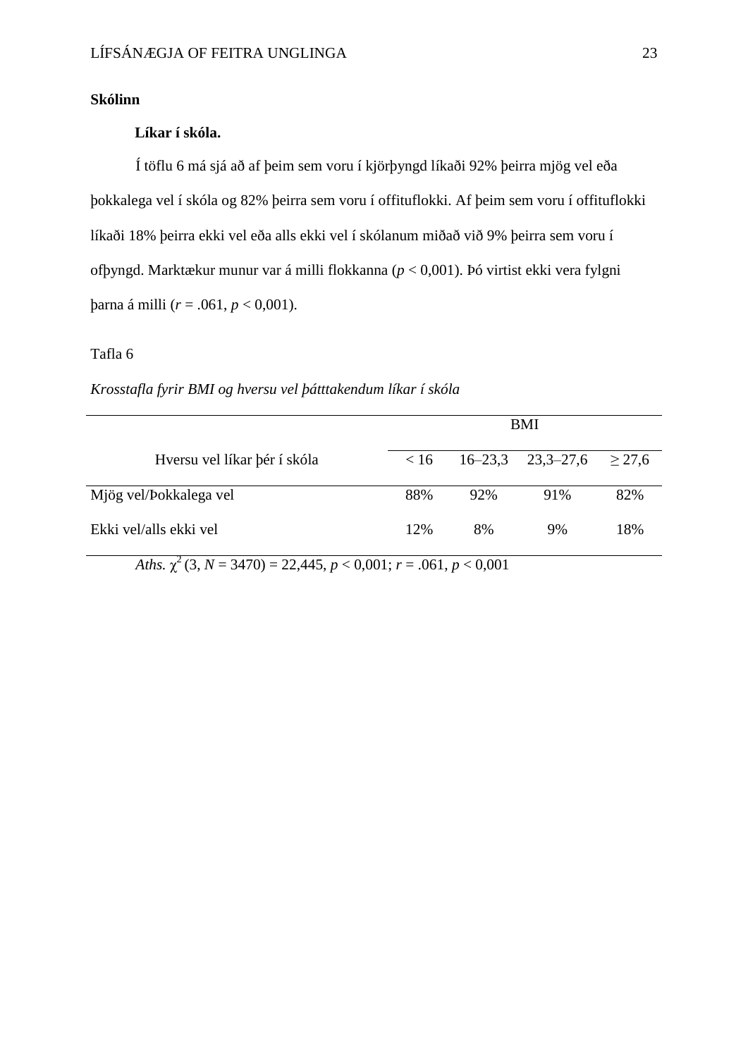## Skólinn

### Líkar í skóla.

Í töflu 6 má sjá að af þeim sem voru í kjörþyngd líkaði 92% þeirra mjög vel eða þokkalega vel í skóla og 82% þeirra sem voru í offituflokki. Af þeim sem voru í offituflokki líkaði 18% þeirra ekki vel eða alls ekki vel í skólanum miðað við 9% þeirra sem voru í ofþyngd. Marktækur munur var á milli flokkanna ($p < 0{,}001$). Þó virtist ekki vera fylgni þarna á milli ($r = .061$, $p < 0{,}001$).

Tafla 6

*Krosstafla fyrir BMI og hversu vel þátttakendum líkar í skóla*

| | BMI | | | |
|---|---|---|---|---|
| Hversu vel líkar þér í skóla | < 16 | 16–23,3 | 23,3–27,6 | ≥ 27,6 |
| Mjög vel/Þokkalega vel | 88% | 92% | 91% | 82% |
| Ekki vel/alls ekki vel | 12% | 8% | 9% | 18% |

*Aths.* $\chi^2$ (3, $N$ = 3470) = 22,445, $p < 0{,}001$; $r = .061$, $p < 0{,}001$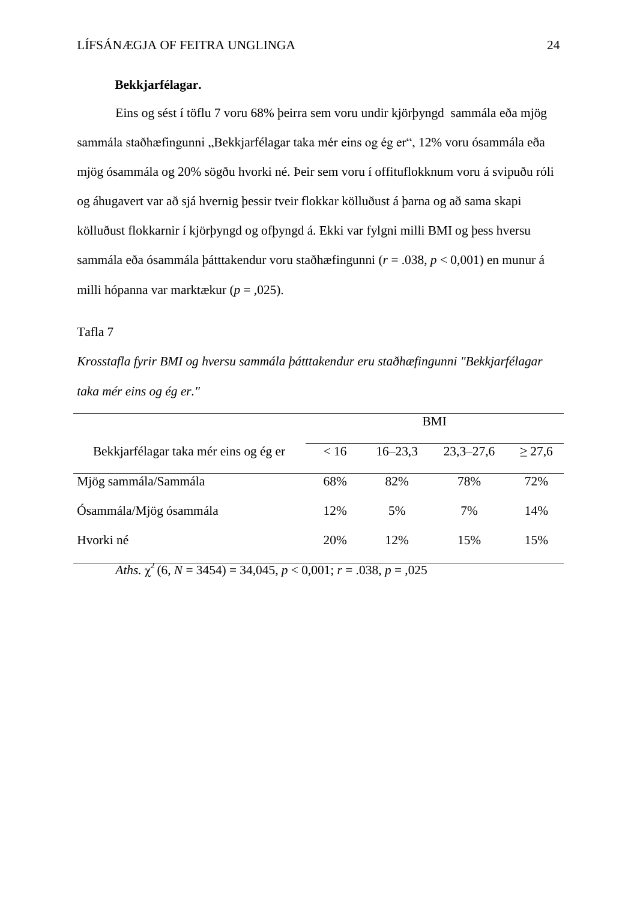**Bekkjarfélagar.**

Eins og sést í töflu 7 voru 68% þeirra sem voru undir kjörþyngd sammála eða mjög sammála staðhæfingunni „Bekkjarfélagar taka mér eins og ég er“, 12% voru ósammála eða mjög ósammála og 20% sögðu hvorki né. Þeir sem voru í offituflokknum voru á svipuðu róli og áhugavert var að sjá hvernig þessir tveir flokkar kölluðust á þarna og að sama skapi kölluðust flokkarnir í kjörþyngd og ofþyngd á. Ekki var fylgni milli BMI og þess hversu sammála eða ósammála þátttakendur voru staðhæfingunni ($r$ = .038, $p$ < 0,001) en munur á milli hópanna var marktækur ($p$ = ,025).

Tafla 7

*Krosstafla fyrir BMI og hversu sammála þátttakendur eru staðhæfingunni "Bekkjarfélagar taka mér eins og ég er."*

| | BMI | | | |
|---|---|---|---|---|
| Bekkjarfélagar taka mér eins og ég er | < 16 | 16–23,3 | 23,3–27,6 | ≥ 27,6 |
| Mjög sammála/Sammála | 68% | 82% | 78% | 72% |
| Ósammála/Mjög ósammála | 12% | 5% | 7% | 14% |
| Hvorki né | 20% | 12% | 15% | 15% |

*Aths.* $\chi^2$ (6, $N$ = 3454) = 34,045, $p$ < 0,001; $r$ = .038, $p$ = ,025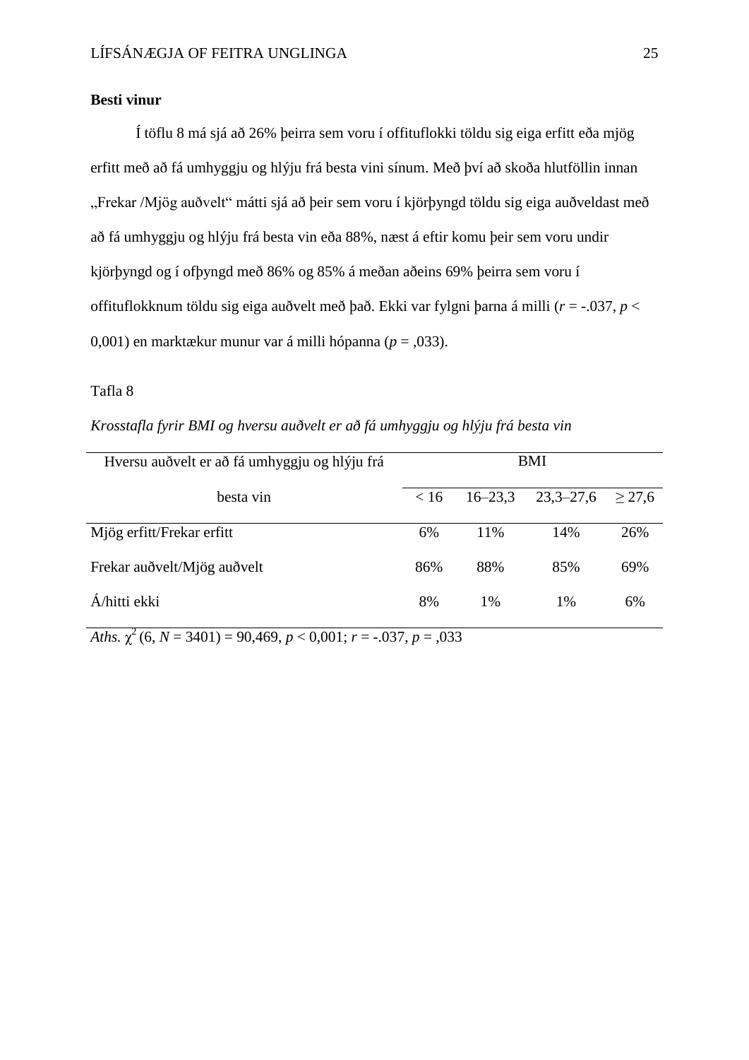**Besti vinur**

Í töflu 8 má sjá að 26% þeirra sem voru í offituflokki töldu sig eiga erfitt eða mjög erfitt með að fá umhyggju og hlýju frá besta vini sínum. Með því að skoða hlutföllin innan „Frekar /Mjög auðvelt“ mátti sjá að þeir sem voru í kjörþyngd töldu sig eiga auðveldast með að fá umhyggju og hlýju frá besta vin eða 88%, næst á eftir komu þeir sem voru undir kjörþyngd og í ofþyngd með 86% og 85% á meðan aðeins 69% þeirra sem voru í offituflokknum töldu sig eiga auðvelt með það. Ekki var fylgni þarna á milli ($r$ = -.037, $p$ < 0,001) en marktækur munur var á milli hópanna ($p$ = ,033).

Tafla 8

*Krosstafla fyrir BMI og hversu auðvelt er að fá umhyggju og hlýju frá besta vin*

| Hversu auðvelt er að fá umhyggju og hlýju frá besta vin | BMI | | | |
|---|---|---|---|---|
| | < 16 | 16–23,3 | 23,3–27,6 | ≥ 27,6 |
| Mjög erfitt/Frekar erfitt | 6% | 11% | 14% | 26% |
| Frekar auðvelt/Mjög auðvelt | 86% | 88% | 85% | 69% |
| Á/hitti ekki | 8% | 1% | 1% | 6% |

*Aths.* $\chi^2$ (6, $N$ = 3401) = 90,469, $p$ < 0,001; $r$ = -.037, $p$ = ,033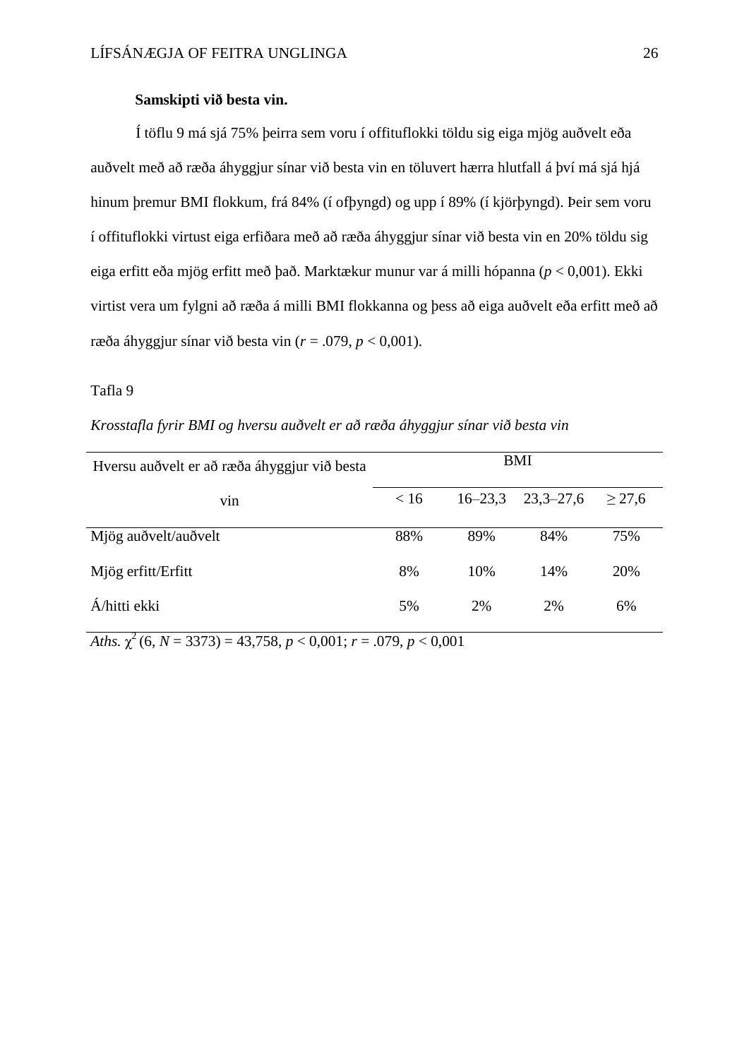**Samskipti við besta vin.**

Í töflu 9 má sjá 75% þeirra sem voru í offituflokki töldu sig eiga mjög auðvelt eða auðvelt með að ræða áhyggjur sínar við besta vin en töluvert hærra hlutfall á því má sjá hjá hinum þremur BMI flokkum, frá 84% (í ofþyngd) og upp í 89% (í kjörþyngd). Þeir sem voru í offituflokki virtust eiga erfiðara með að ræða áhyggjur sínar við besta vin en 20% töldu sig eiga erfitt eða mjög erfitt með það. Marktækur munur var á milli hópanna (*p* < 0,001). Ekki virtist vera um fylgni að ræða á milli BMI flokkanna og þess að eiga auðvelt eða erfitt með að ræða áhyggjur sínar við besta vin (*r* = .079, *p* < 0,001).

Tafla 9

*Krosstafla fyrir BMI og hversu auðvelt er að ræða áhyggjur sínar við besta vin*

| Hversu auðvelt er að ræða áhyggjur við besta vin | BMI | | | |
|---|---|---|---|---|
| | < 16 | 16–23,3 | 23,3–27,6 | ≥ 27,6 |
| Mjög auðvelt/auðvelt | 88% | 89% | 84% | 75% |
| Mjög erfitt/Erfitt | 8% | 10% | 14% | 20% |
| Á/hitti ekki | 5% | 2% | 2% | 6% |

*Aths.* $\chi^2$ (6, *N* = 3373) = 43,758, *p* < 0,001; *r* = .079, *p* < 0,001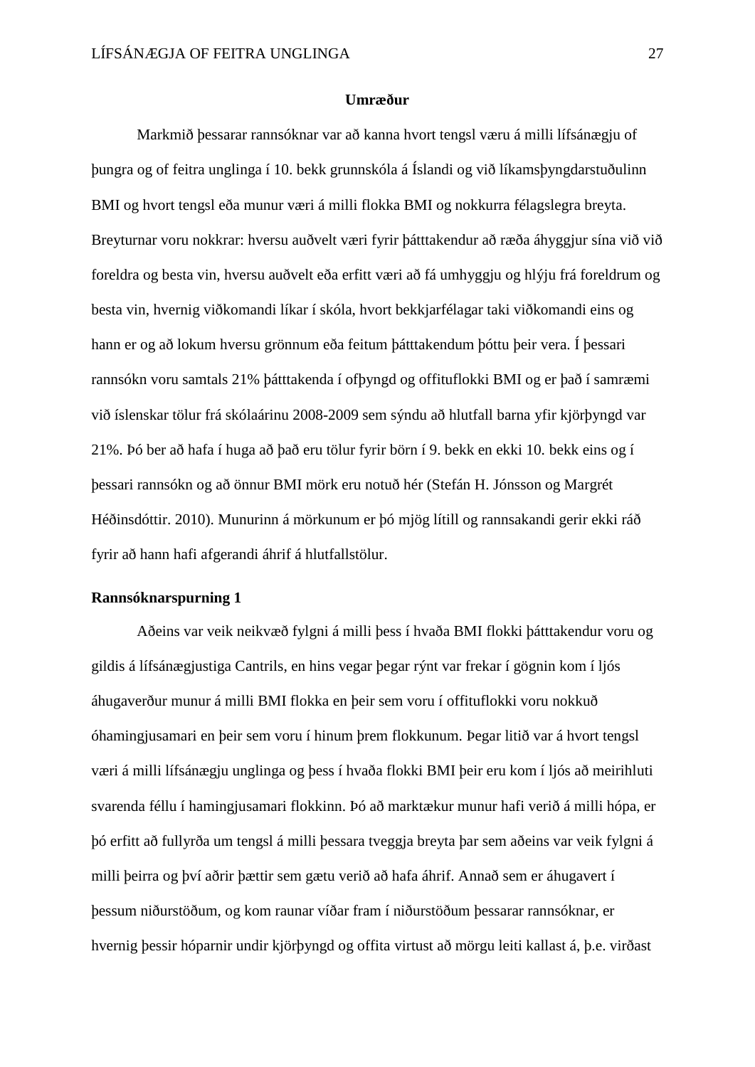## Umræður

Markmið þessarar rannsóknar var að kanna hvort tengsl væru á milli lífsánægju of þungra og of feitra unglinga í 10. bekk grunnskóla á Íslandi og við líkamsþyngdarstuðulinn BMI og hvort tengsl eða munur væri á milli flokka BMI og nokkurra félagslegra breyta. Breyturnar voru nokkrar: hversu auðvelt væri fyrir þátttakendur að ræða áhyggjur sína við við foreldra og besta vin, hversu auðvelt eða erfitt væri að fá umhyggju og hlýju frá foreldrum og besta vin, hvernig viðkomandi líkar í skóla, hvort bekkjarfélagar taki viðkomandi eins og hann er og að lokum hversu grönnum eða feitum þátttakendum þóttu þeir vera. Í þessari rannsókn voru samtals 21% þátttakenda í ofþyngd og offituflokki BMI og er það í samræmi við íslenskar tölur frá skólaárinu 2008-2009 sem sýndu að hlutfall barna yfir kjörþyngd var 21%. Þó ber að hafa í huga að það eru tölur fyrir börn í 9. bekk en ekki 10. bekk eins og í þessari rannsókn og að önnur BMI mörk eru notuð hér (Stefán H. Jónsson og Margrét Héðinsdóttir. 2010). Munurinn á mörkunum er þó mjög lítill og rannsakandi gerir ekki ráð fyrir að hann hafi afgerandi áhrif á hlutfallstölur.

### Rannsóknarspurning 1

Aðeins var veik neikvæð fylgni á milli þess í hvaða BMI flokki þátttakendur voru og gildis á lífsánægjustiga Cantrils, en hins vegar þegar rýnt var frekar í gögnin kom í ljós áhugaverður munur á milli BMI flokka en þeir sem voru í offituflokki voru nokkuð óhamingjusamari en þeir sem voru í hinum þrem flokkunum. Þegar litið var á hvort tengsl væri á milli lífsánægju unglinga og þess í hvaða flokki BMI þeir eru kom í ljós að meirihluti svarenda féllu í hamingjusamari flokkinn. Þó að marktækur munur hafi verið á milli hópa, er þó erfitt að fullyrða um tengsl á milli þessara tveggja breyta þar sem aðeins var veik fylgni á milli þeirra og því aðrir þættir sem gætu verið að hafa áhrif. Annað sem er áhugavert í þessum niðurstöðum, og kom raunar víðar fram í niðurstöðum þessarar rannsóknar, er hvernig þessir hóparnir undir kjörþyngd og offita virtust að mörgu leiti kallast á, þ.e. virðast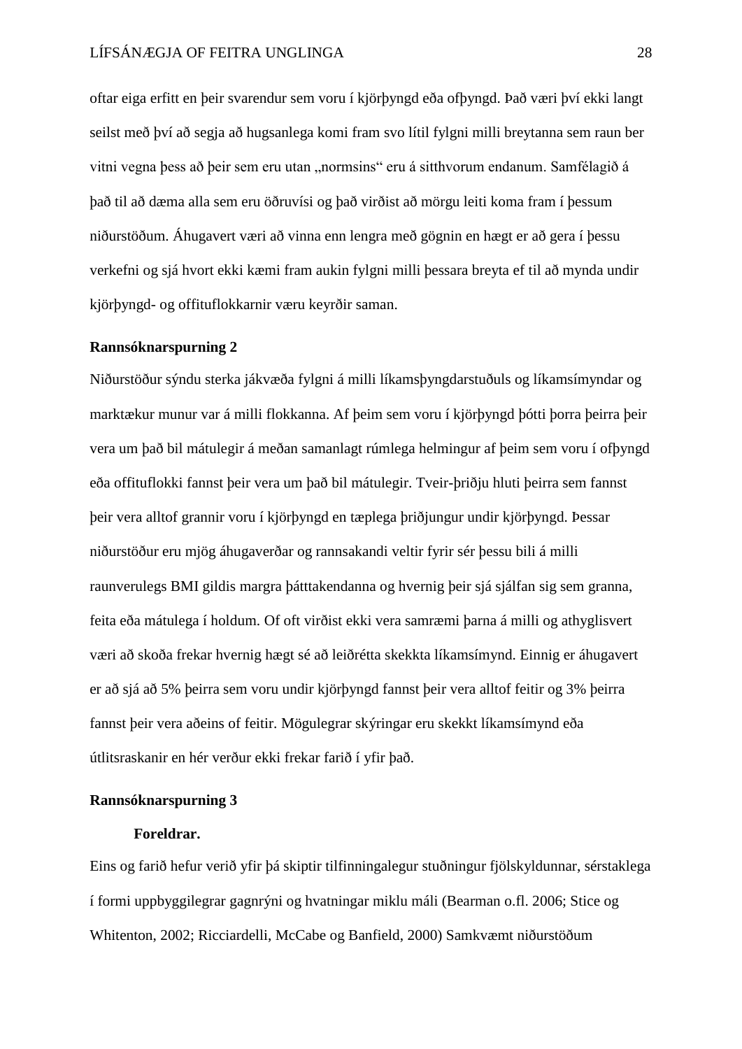oftar eiga erfitt en þeir svarendur sem voru í kjörþyngd eða ofþyngd. Það væri því ekki langt seilst með því að segja að hugsanlega komi fram svo lítil fylgni milli breytanna sem raun ber vitni vegna þess að þeir sem eru utan „normsins“ eru á sitthvorum endanum. Samfélagið á það til að dæma alla sem eru öðruvísi og það virðist að mörgu leiti koma fram í þessum niðurstöðum. Áhugavert væri að vinna enn lengra með gögnin en hægt er að gera í þessu verkefni og sjá hvort ekki kæmi fram aukin fylgni milli þessara breyta ef til að mynda undir kjörþyngd- og offituflokkarnir væru keyrðir saman.

**Rannsóknarspurning 2**

Niðurstöður sýndu sterka jákvæða fylgni á milli líkamsþyngdarstuðuls og líkamsímyndar og marktækur munur var á milli flokkanna. Af þeim sem voru í kjörþyngd þótti þorra þeirra þeir vera um það bil mátulegir á meðan samanlagt rúmlega helmingur af þeim sem voru í ofþyngd eða offituflokki fannst þeir vera um það bil mátulegir. Tveir-þriðju hluti þeirra sem fannst þeir vera alltof grannir voru í kjörþyngd en tæplega þriðjungur undir kjörþyngd. Þessar niðurstöður eru mjög áhugaverðar og rannsakandi veltir fyrir sér þessu bili á milli raunverulegs BMI gildis margra þátttakendanna og hvernig þeir sjá sjálfan sig sem granna, feita eða mátulega í holdum. Of oft virðist ekki vera samræmi þarna á milli og athyglisvert væri að skoða frekar hvernig hægt sé að leiðrétta skekkta líkamsímynd. Einnig er áhugavert er að sjá að 5% þeirra sem voru undir kjörþyngd fannst þeir vera alltof feitir og 3% þeirra fannst þeir vera aðeins of feitir. Mögulegrar skýringar eru skekkt líkamsímynd eða útlitsraskanir en hér verður ekki frekar farið í yfir það.

**Rannsóknarspurning 3**

**Foreldrar.**

Eins og farið hefur verið yfir þá skiptir tilfinningalegur stuðningur fjölskyldunnar, sérstaklega í formi uppbyggilegrar gagnrýni og hvatningar miklu máli (Bearman o.fl. 2006; Stice og Whitenton, 2002; Ricciardelli, McCabe og Banfield, 2000) Samkvæmt niðurstöðum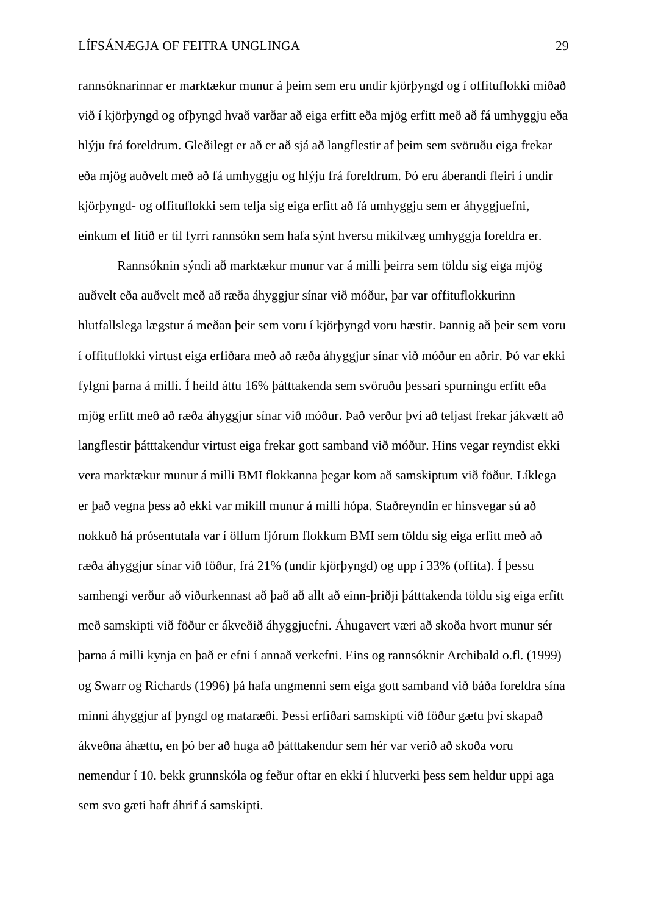rannsóknarinnar er marktækur munur á þeim sem eru undir kjörþyngd og í offituflokki miðað við í kjörþyngd og ofþyngd hvað varðar að eiga erfitt eða mjög erfitt með að fá umhyggju eða hlýju frá foreldrum. Gleðilegt er að er að sjá að langflestir af þeim sem svöruðu eiga frekar eða mjög auðvelt með að fá umhyggju og hlýju frá foreldrum. Þó eru áberandi fleiri í undir kjörþyngd- og offituflokki sem telja sig eiga erfitt að fá umhyggju sem er áhyggjuefni, einkum ef litið er til fyrri rannsókn sem hafa sýnt hversu mikilvæg umhyggja foreldra er.

Rannsóknin sýndi að marktækur munur var á milli þeirra sem töldu sig eiga mjög auðvelt eða auðvelt með að ræða áhyggjur sínar við móður, þar var offituflokkurinn hlutfallslega lægstur á meðan þeir sem voru í kjörþyngd voru hæstir. Þannig að þeir sem voru í offituflokki virtust eiga erfiðara með að ræða áhyggjur sínar við móður en aðrir. Þó var ekki fylgni þarna á milli. Í heild áttu 16% þátttakenda sem svöruðu þessari spurningu erfitt eða mjög erfitt með að ræða áhyggjur sínar við móður. Það verður því að teljast frekar jákvætt að langflestir þátttakendur virtust eiga frekar gott samband við móður. Hins vegar reyndist ekki vera marktækur munur á milli BMI flokkanna þegar kom að samskiptum við föður. Líklega er það vegna þess að ekki var mikill munur á milli hópa. Staðreyndin er hinsvegar sú að nokkuð há prósentutala var í öllum fjórum flokkum BMI sem töldu sig eiga erfitt með að ræða áhyggjur sínar við föður, frá 21% (undir kjörþyngd) og upp í 33% (offita). Í þessu samhengi verður að viðurkennast að það að allt að einn-þriðji þátttakenda töldu sig eiga erfitt með samskipti við föður er ákveðið áhyggjuefni. Áhugavert væri að skoða hvort munur sér þarna á milli kynja en það er efni í annað verkefni. Eins og rannsóknir Archibald o.fl. (1999) og Swarr og Richards (1996) þá hafa ungmenni sem eiga gott samband við báða foreldra sína minni áhyggjur af þyngd og mataræði. Þessi erfiðari samskipti við föður gætu því skapað ákveðna áhættu, en þó ber að huga að þátttakendur sem hér var verið að skoða voru nemendur í 10. bekk grunnskóla og feður oftar en ekki í hlutverki þess sem heldur uppi aga sem svo gæti haft áhrif á samskipti.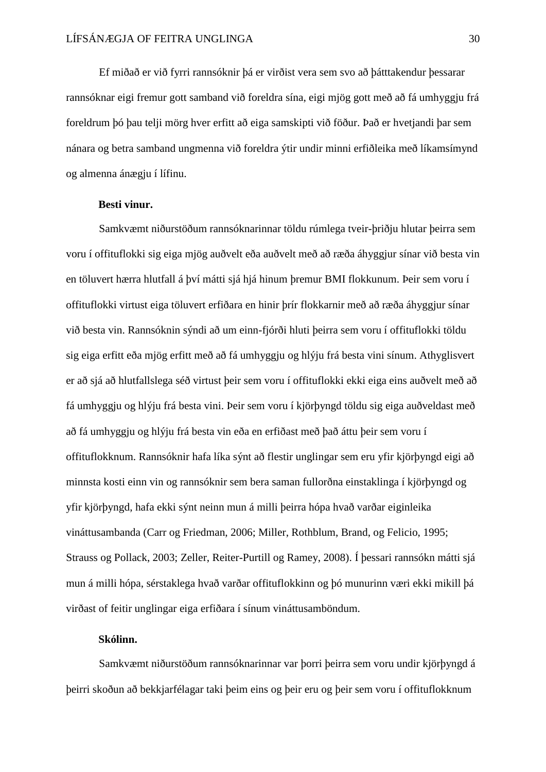Ef miðað er við fyrri rannsóknir þá er virðist vera sem svo að þátttakendur þessarar rannsóknar eigi fremur gott samband við foreldra sína, eigi mjög gott með að fá umhyggju frá foreldrum þó þau telji mörg hver erfitt að eiga samskipti við föður. Það er hvetjandi þar sem nánara og betra samband ungmenna við foreldra ýtir undir minni erfiðleika með líkamsímynd og almenna ánægju í lífinu.

**Besti vinur.**

Samkvæmt niðurstöðum rannsóknarinnar töldu rúmlega tveir-þriðju hlutar þeirra sem voru í offituflokki sig eiga mjög auðvelt eða auðvelt með að ræða áhyggjur sínar við besta vin en töluvert hærra hlutfall á því mátti sjá hjá hinum þremur BMI flokkunum. Þeir sem voru í offituflokki virtust eiga töluvert erfiðara en hinir þrír flokkarnir með að ræða áhyggjur sínar við besta vin. Rannsóknin sýndi að um einn-fjórði hluti þeirra sem voru í offituflokki töldu sig eiga erfitt eða mjög erfitt með að fá umhyggju og hlýju frá besta vini sínum. Athyglisvert er að sjá að hlutfallslega séð virtust þeir sem voru í offituflokki ekki eiga eins auðvelt með að fá umhyggju og hlýju frá besta vini. Þeir sem voru í kjörþyngd töldu sig eiga auðveldast með að fá umhyggju og hlýju frá besta vin eða en erfiðast með það áttu þeir sem voru í offituflokknum. Rannsóknir hafa líka sýnt að flestir unglingar sem eru yfir kjörþyngd eigi að minnsta kosti einn vin og rannsóknir sem bera saman fullorðna einstaklinga í kjörþyngd og yfir kjörþyngd, hafa ekki sýnt neinn mun á milli þeirra hópa hvað varðar eiginleika vináttusambanda (Carr og Friedman, 2006; Miller, Rothblum, Brand, og Felicio, 1995; Strauss og Pollack, 2003; Zeller, Reiter-Purtill og Ramey, 2008). Í þessari rannsókn mátti sjá mun á milli hópa, sérstaklega hvað varðar offituflokkinn og þó munurinn væri ekki mikill þá virðast of feitir unglingar eiga erfiðara í sínum vináttusamböndum.

**Skólinn.**

Samkvæmt niðurstöðum rannsóknarinnar var þorri þeirra sem voru undir kjörþyngd á þeirri skoðun að bekkjarfélagar taki þeim eins og þeir eru og þeir sem voru í offituflokknum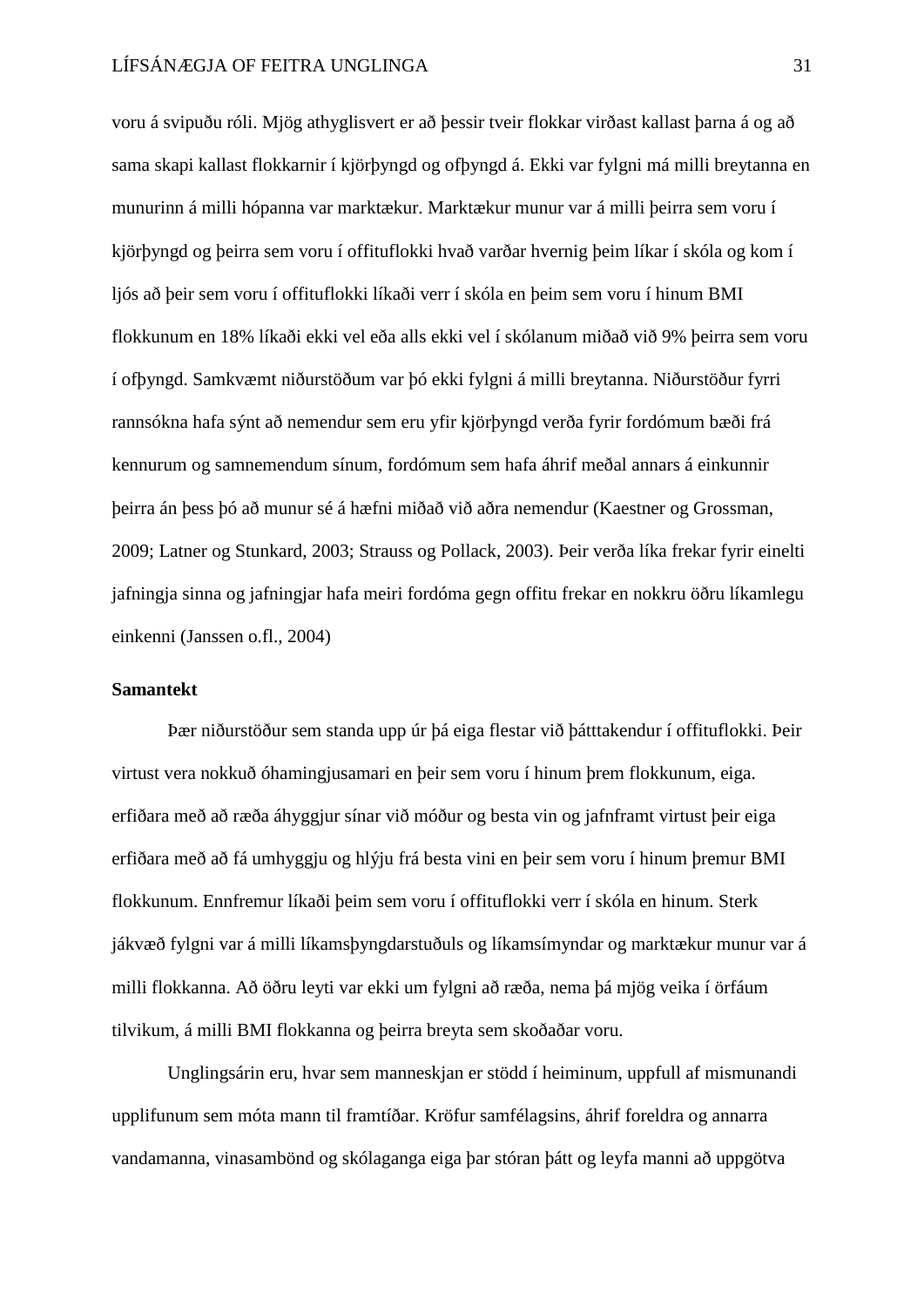voru á svipuðu róli. Mjög athyglisvert er að þessir tveir flokkar virðast kallast þarna á og að sama skapi kallast flokkarnir í kjörþyngd og ofþyngd á. Ekki var fylgni má milli breytanna en munurinn á milli hópanna var marktækur. Marktækur munur var á milli þeirra sem voru í kjörþyngd og þeirra sem voru í offituflokki hvað varðar hvernig þeim líkar í skóla og kom í ljós að þeir sem voru í offituflokki líkaði verr í skóla en þeim sem voru í hinum BMI flokkunum en 18% líkaði ekki vel eða alls ekki vel í skólanum miðað við 9% þeirra sem voru í ofþyngd. Samkvæmt niðurstöðum var þó ekki fylgni á milli breytanna. Niðurstöður fyrri rannsókna hafa sýnt að nemendur sem eru yfir kjörþyngd verða fyrir fordómum bæði frá kennurum og samnemendum sínum, fordómum sem hafa áhrif meðal annars á einkunnir þeirra án þess þó að munur sé á hæfni miðað við aðra nemendur (Kaestner og Grossman, 2009; Latner og Stunkard, 2003; Strauss og Pollack, 2003). Þeir verða líka frekar fyrir einelti jafningja sinna og jafningjar hafa meiri fordóma gegn offitu frekar en nokkru öðru líkamlegu einkenni (Janssen o.fl., 2004)

**Samantekt**

Þær niðurstöður sem standa upp úr þá eiga flestar við þátttakendur í offituflokki. Þeir virtust vera nokkuð óhamingjusamari en þeir sem voru í hinum þrem flokkunum, eiga. erfiðara með að ræða áhyggjur sínar við móður og besta vin og jafnframt virtust þeir eiga erfiðara með að fá umhyggju og hlýju frá besta vini en þeir sem voru í hinum þremur BMI flokkunum. Ennfremur líkaði þeim sem voru í offituflokki verr í skóla en hinum. Sterk jákvæð fylgni var á milli líkamsþyngdarstuðuls og líkamsímyndar og marktækur munur var á milli flokkanna. Að öðru leyti var ekki um fylgni að ræða, nema þá mjög veika í örfáum tilvikum, á milli BMI flokkanna og þeirra breyta sem skoðaðar voru.

Unglingsárin eru, hvar sem manneskjan er stödd í heiminum, uppfull af mismunandi upplifunum sem móta mann til framtíðar. Kröfur samfélagsins, áhrif foreldra og annarra vandamanna, vinasambönd og skólaganga eiga þar stóran þátt og leyfa manni að uppgötva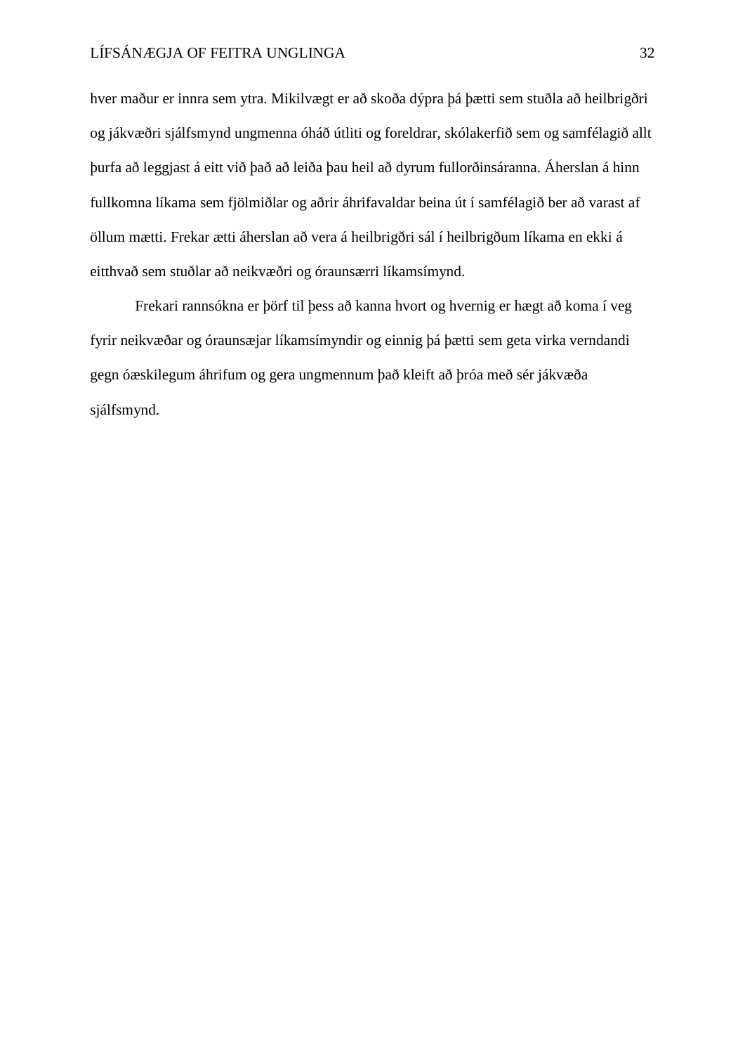hver maður er innra sem ytra. Mikilvægt er að skoða dýpra þá þætti sem stuðla að heilbrigðri og jákvæðri sjálfsmynd ungmenna óháð útliti og foreldrar, skólakerfið sem og samfélagið allt þurfa að leggjast á eitt við það að leiða þau heil að dyrum fullorðinsáranna. Áherslan á hinn fullkomna líkama sem fjölmiðlar og aðrir áhrifavaldar beina út í samfélagið ber að varast af öllum mætti. Frekar ætti áherslan að vera á heilbrigðri sál í heilbrigðum líkama en ekki á eitthvað sem stuðlar að neikvæðri og óraunsærri líkamsímynd.

Frekari rannsókna er þörf til þess að kanna hvort og hvernig er hægt að koma í veg fyrir neikvæðar og óraunsæjar líkamsímyndir og einnig þá þætti sem geta virka verndandi gegn óæskilegum áhrifum og gera ungmennum það kleift að þróa með sér jákvæða sjálfsmynd.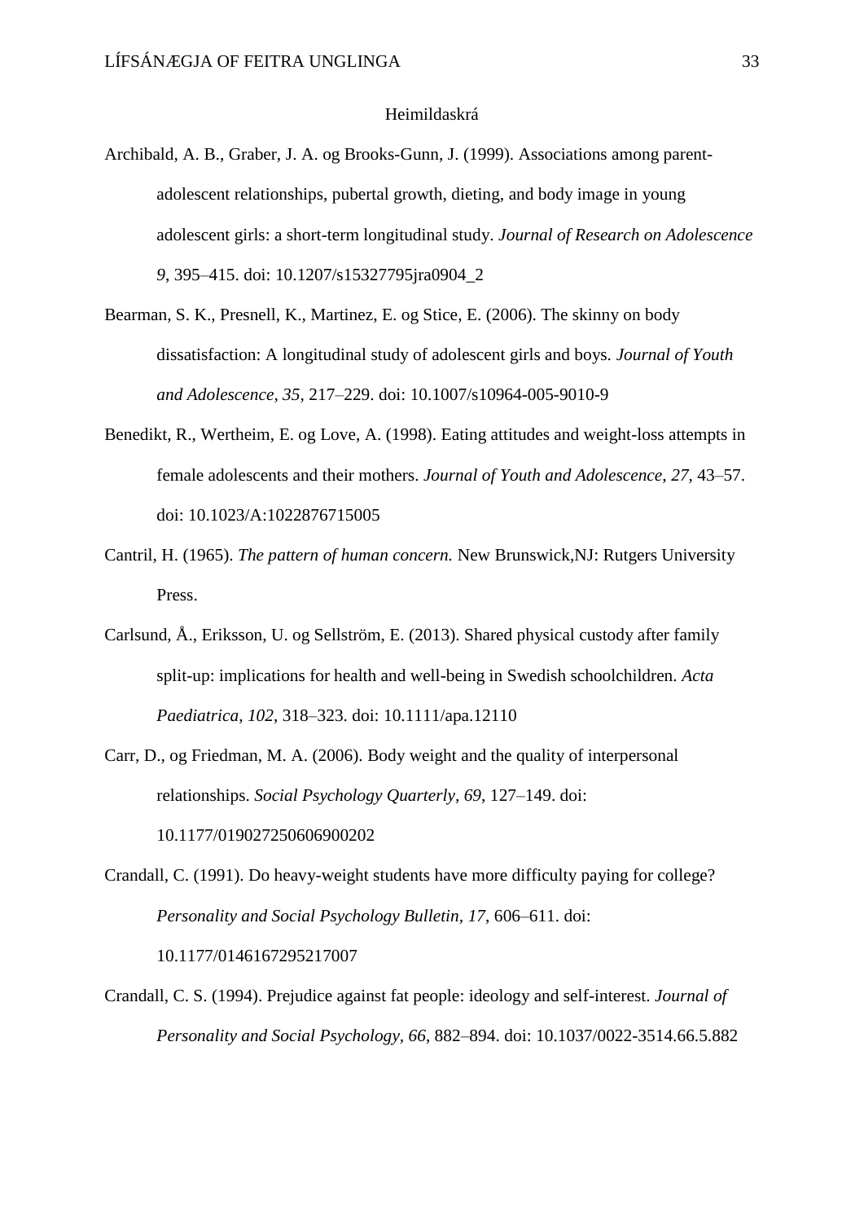# Heimildaskrá

Archibald, A. B., Graber, J. A. og Brooks-Gunn, J. (1999). Associations among parent-adolescent relationships, pubertal growth, dieting, and body image in young adolescent girls: a short-term longitudinal study. *Journal of Research on Adolescence 9*, 395–415. doi: 10.1207/s15327795jra0904_2

Bearman, S. K., Presnell, K., Martinez, E. og Stice, E. (2006). The skinny on body dissatisfaction: A longitudinal study of adolescent girls and boys. *Journal of Youth and Adolescence, 35,* 217–229. doi: 10.1007/s10964-005-9010-9

Benedikt, R., Wertheim, E. og Love, A. (1998). Eating attitudes and weight-loss attempts in female adolescents and their mothers. *Journal of Youth and Adolescence, 27,* 43–57. doi: 10.1023/A:1022876715005

Cantril, H. (1965). *The pattern of human concern.* New Brunswick,NJ: Rutgers University Press.

Carlsund, Å., Eriksson, U. og Sellström, E. (2013). Shared physical custody after family split-up: implications for health and well-being in Swedish schoolchildren. *Acta Paediatrica, 102*, 318–323. doi: 10.1111/apa.12110

Carr, D., og Friedman, M. A. (2006). Body weight and the quality of interpersonal relationships. *Social Psychology Quarterly, 69*, 127–149. doi: 10.1177/019027250606900202

Crandall, C. (1991). Do heavy-weight students have more difficulty paying for college? *Personality and Social Psychology Bulletin, 17*, 606–611. doi: 10.1177/0146167295217007

Crandall, C. S. (1994). Prejudice against fat people: ideology and self-interest. *Journal of Personality and Social Psychology, 66*, 882–894. doi: 10.1037/0022-3514.66.5.882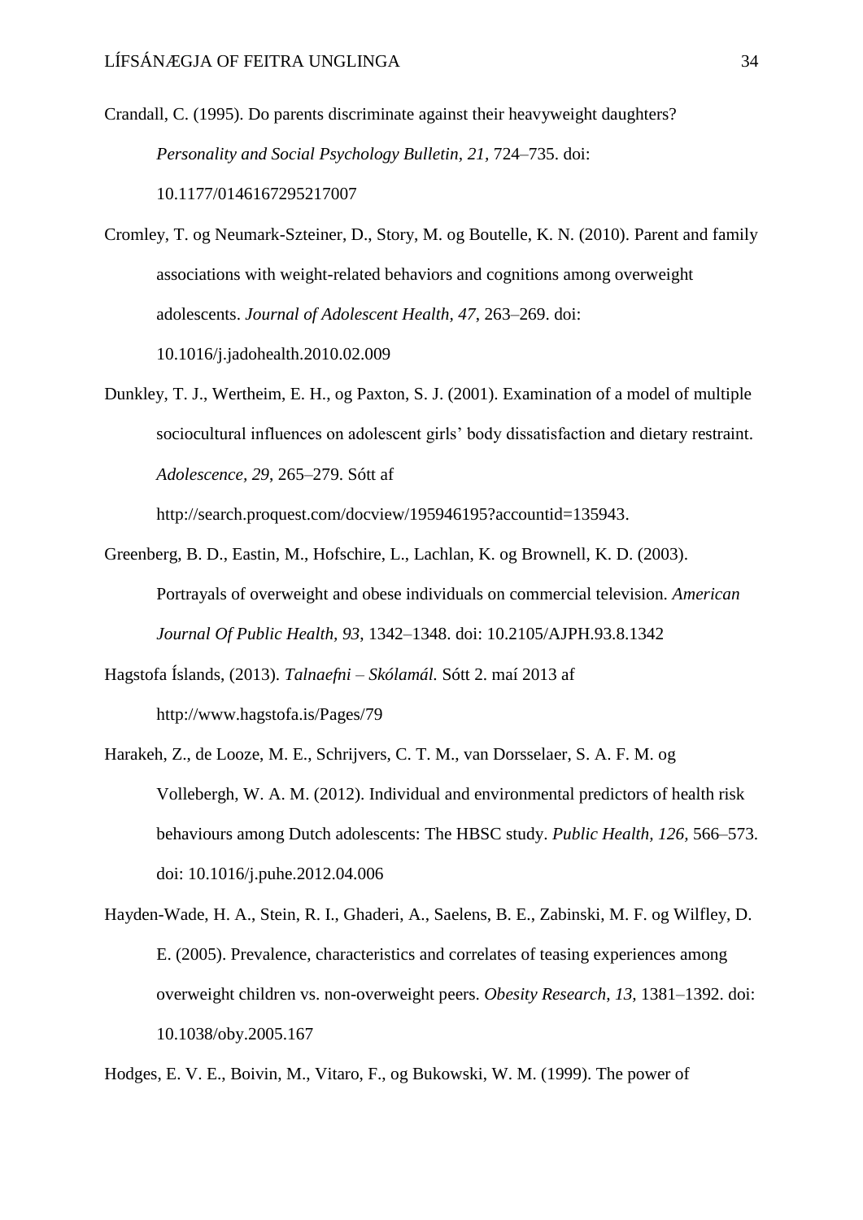Crandall, C. (1995). Do parents discriminate against their heavyweight daughters? *Personality and Social Psychology Bulletin, 21,* 724–735. doi: 10.1177/0146167295217007

Cromley, T. og Neumark-Szteiner, D., Story, M. og Boutelle, K. N. (2010). Parent and family associations with weight-related behaviors and cognitions among overweight adolescents. *Journal of Adolescent Health, 47*, 263–269. doi: 10.1016/j.jadohealth.2010.02.009

Dunkley, T. J., Wertheim, E. H., og Paxton, S. J. (2001). Examination of a model of multiple sociocultural influences on adolescent girls' body dissatisfaction and dietary restraint. *Adolescence, 29*, 265–279. Sótt af http://search.proquest.com/docview/195946195?accountid=135943.

Greenberg, B. D., Eastin, M., Hofschire, L., Lachlan, K. og Brownell, K. D. (2003). Portrayals of overweight and obese individuals on commercial television. *American Journal Of Public Health, 93*, 1342–1348. doi: 10.2105/AJPH.93.8.1342

Hagstofa Íslands, (2013). *Talnaefni – Skólamál.* Sótt 2. maí 2013 af http://www.hagstofa.is/Pages/79

Harakeh, Z., de Looze, M. E., Schrijvers, C. T. M., van Dorsselaer, S. A. F. M. og Vollebergh, W. A. M. (2012). Individual and environmental predictors of health risk behaviours among Dutch adolescents: The HBSC study. *Public Health, 126,* 566–573. doi: 10.1016/j.puhe.2012.04.006

Hayden-Wade, H. A., Stein, R. I., Ghaderi, A., Saelens, B. E., Zabinski, M. F. og Wilfley, D. E. (2005). Prevalence, characteristics and correlates of teasing experiences among overweight children vs. non-overweight peers. *Obesity Research*, *13*, 1381–1392. doi: 10.1038/oby.2005.167

Hodges, E. V. E., Boivin, M., Vitaro, F., og Bukowski, W. M. (1999). The power of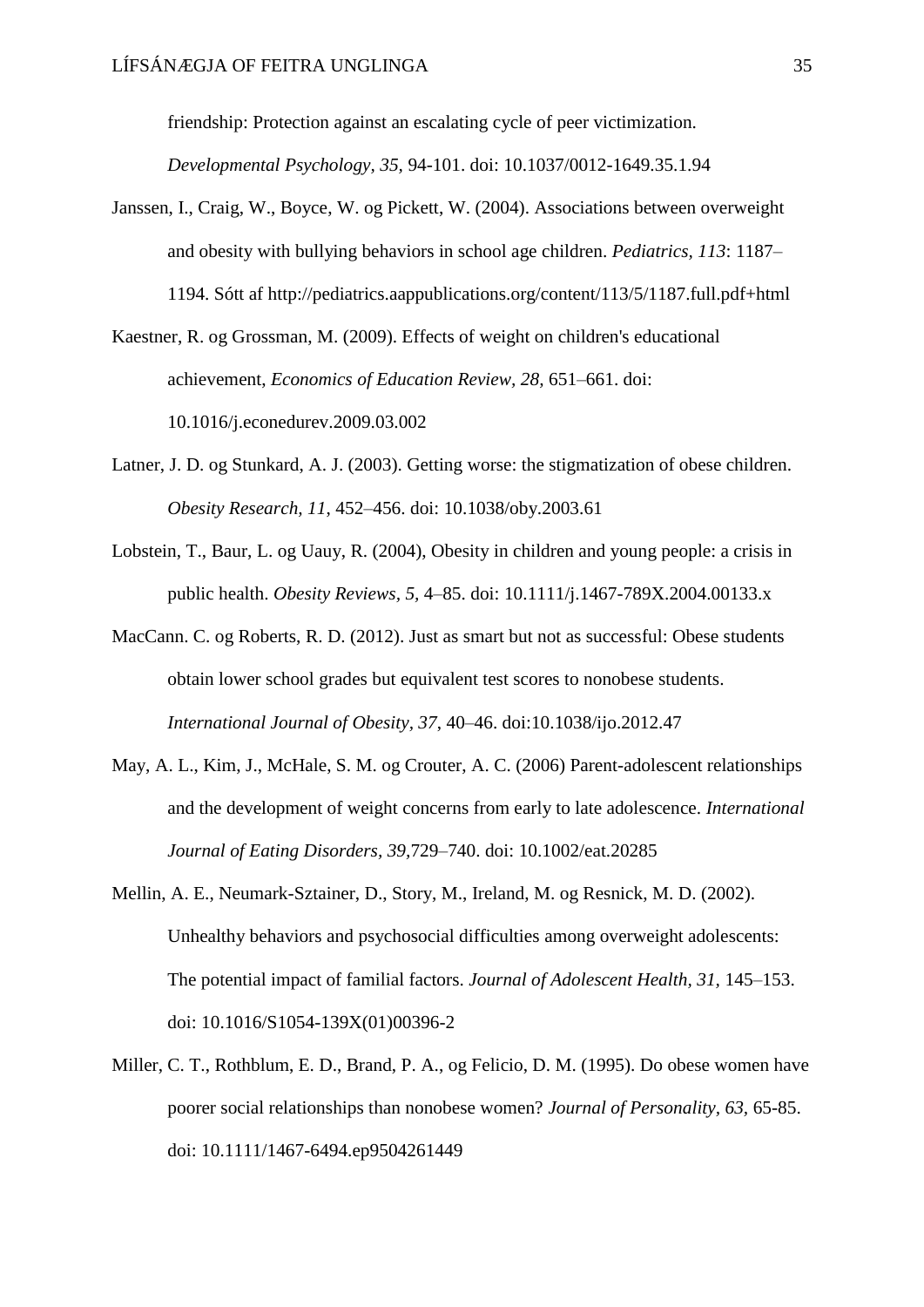friendship: Protection against an escalating cycle of peer victimization. *Developmental Psychology, 35*, 94-101. doi: 10.1037/0012-1649.35.1.94

Janssen, I., Craig, W., Boyce, W. og Pickett, W. (2004). Associations between overweight and obesity with bullying behaviors in school age children. *Pediatrics, 113*: 1187–1194. Sótt af http://pediatrics.aappublications.org/content/113/5/1187.full.pdf+html

Kaestner, R. og Grossman, M. (2009). Effects of weight on children's educational achievement, *Economics of Education Review, 28,* 651–661. doi: 10.1016/j.econedurev.2009.03.002

Latner, J. D. og Stunkard, A. J. (2003). Getting worse: the stigmatization of obese children. *Obesity Research, 11,* 452–456. doi: 10.1038/oby.2003.61

Lobstein, T., Baur, L. og Uauy, R. (2004), Obesity in children and young people: a crisis in public health. *Obesity Reviews, 5,* 4–85. doi: 10.1111/j.1467-789X.2004.00133.x

MacCann. C. og Roberts, R. D. (2012). Just as smart but not as successful: Obese students obtain lower school grades but equivalent test scores to nonobese students. *International Journal of Obesity, 37,* 40–46. doi:10.1038/ijo.2012.47

May, A. L., Kim, J., McHale, S. M. og Crouter, A. C. (2006) Parent-adolescent relationships and the development of weight concerns from early to late adolescence. *International Journal of Eating Disorders, 39,*729–740. doi: 10.1002/eat.20285

Mellin, A. E., Neumark-Sztainer, D., Story, M., Ireland, M. og Resnick, M. D. (2002). Unhealthy behaviors and psychosocial difficulties among overweight adolescents: The potential impact of familial factors. *Journal of Adolescent Health, 31,* 145–153. doi: 10.1016/S1054-139X(01)00396-2

Miller, C. T., Rothblum, E. D., Brand, P. A., og Felicio, D. M. (1995). Do obese women have poorer social relationships than nonobese women? *Journal of Personality, 63,* 65-85. doi: 10.1111/1467-6494.ep9504261449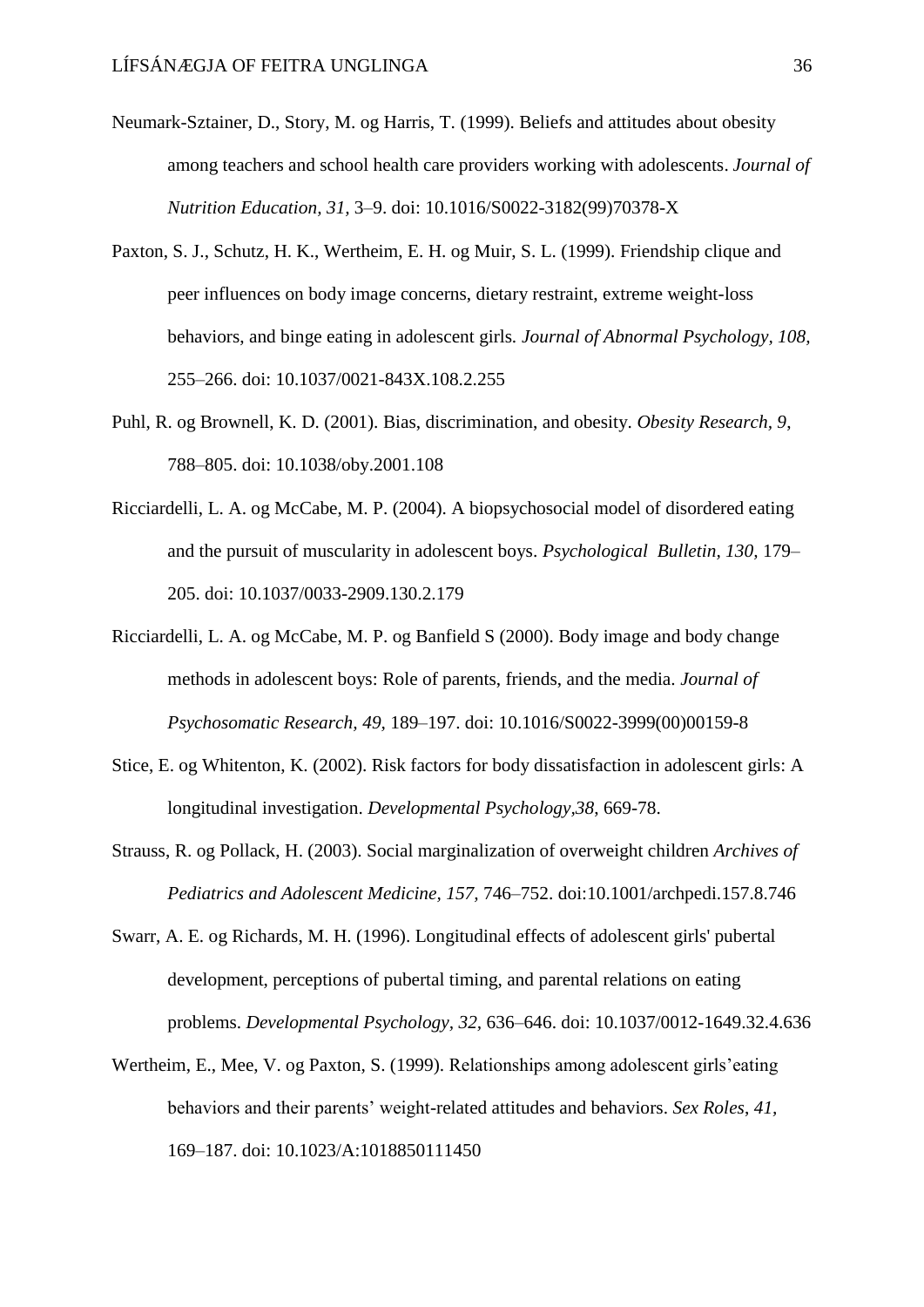Neumark-Sztainer, D., Story, M. og Harris, T. (1999). Beliefs and attitudes about obesity among teachers and school health care providers working with adolescents. *Journal of Nutrition Education, 31*, 3–9. doi: 10.1016/S0022-3182(99)70378-X

Paxton, S. J., Schutz, H. K., Wertheim, E. H. og Muir, S. L. (1999). Friendship clique and peer influences on body image concerns, dietary restraint, extreme weight-loss behaviors, and binge eating in adolescent girls. *Journal of Abnormal Psychology, 108*, 255–266. doi: 10.1037/0021-843X.108.2.255

Puhl, R. og Brownell, K. D. (2001). Bias, discrimination, and obesity. *Obesity Research, 9*, 788–805. doi: 10.1038/oby.2001.108

Ricciardelli, L. A. og McCabe, M. P. (2004). A biopsychosocial model of disordered eating and the pursuit of muscularity in adolescent boys. *Psychological Bulletin, 130*, 179–205. doi: 10.1037/0033-2909.130.2.179

Ricciardelli, L. A. og McCabe, M. P. og Banfield S (2000). Body image and body change methods in adolescent boys: Role of parents, friends, and the media. *Journal of Psychosomatic Research, 49*, 189–197. doi: 10.1016/S0022-3999(00)00159-8

Stice, E. og Whitenton, K. (2002). Risk factors for body dissatisfaction in adolescent girls: A longitudinal investigation. *Developmental Psychology,38*, 669-78.

Strauss, R. og Pollack, H. (2003). Social marginalization of overweight children *Archives of Pediatrics and Adolescent Medicine, 157*, 746–752. doi:10.1001/archpedi.157.8.746

Swarr, A. E. og Richards, M. H. (1996). Longitudinal effects of adolescent girls' pubertal development, perceptions of pubertal timing, and parental relations on eating problems. *Developmental Psychology, 32*, 636–646. doi: 10.1037/0012-1649.32.4.636

Wertheim, E., Mee, V. og Paxton, S. (1999). Relationships among adolescent girls'eating behaviors and their parents' weight-related attitudes and behaviors. *Sex Roles, 41*, 169–187. doi: 10.1023/A:1018850111450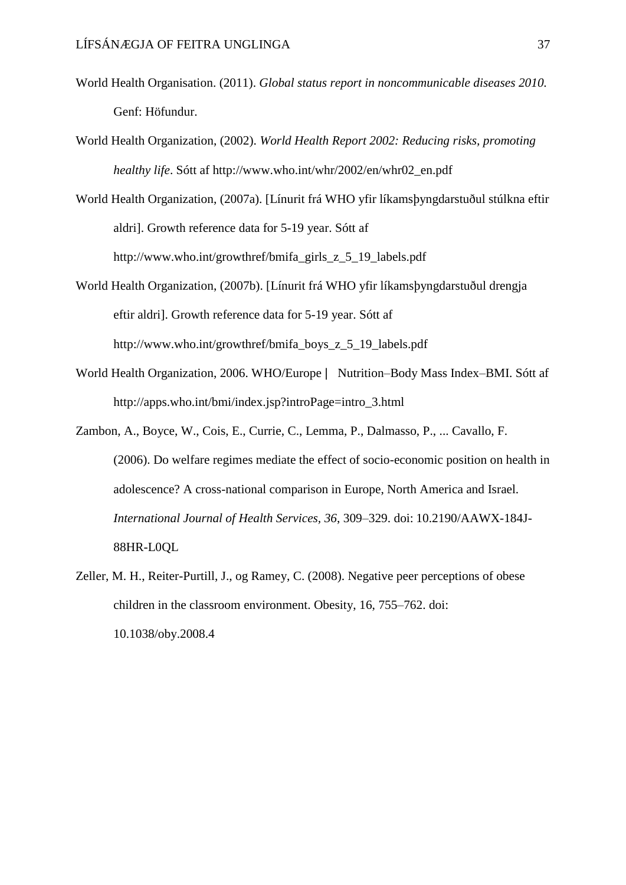World Health Organisation. (2011). *Global status report in noncommunicable diseases 2010.* Genf: Höfundur.

World Health Organization, (2002). *World Health Report 2002: Reducing risks, promoting healthy life*. Sótt af http://www.who.int/whr/2002/en/whr02_en.pdf

World Health Organization, (2007a). [Línurit frá WHO yfir líkamsþyngdarstuðul stúlkna eftir aldri]. Growth reference data for 5-19 year. Sótt af http://www.who.int/growthref/bmifa_girls_z_5_19_labels.pdf

World Health Organization, (2007b). [Línurit frá WHO yfir líkamsþyngdarstuðul drengja eftir aldri]. Growth reference data for 5-19 year. Sótt af http://www.who.int/growthref/bmifa_boys_z_5_19_labels.pdf

World Health Organization, 2006. WHO/Europe | Nutrition–Body Mass Index–BMI. Sótt af http://apps.who.int/bmi/index.jsp?introPage=intro_3.html

Zambon, A., Boyce, W., Cois, E., Currie, C., Lemma, P., Dalmasso, P., ... Cavallo, F. (2006). Do welfare regimes mediate the effect of socio-economic position on health in adolescence? A cross-national comparison in Europe, North America and Israel. *International Journal of Health Services, 36*, 309–329. doi: 10.2190/AAWX-184J-88HR-L0QL

Zeller, M. H., Reiter-Purtill, J., og Ramey, C. (2008). Negative peer perceptions of obese children in the classroom environment. Obesity, 16, 755–762. doi: 10.1038/oby.2008.4